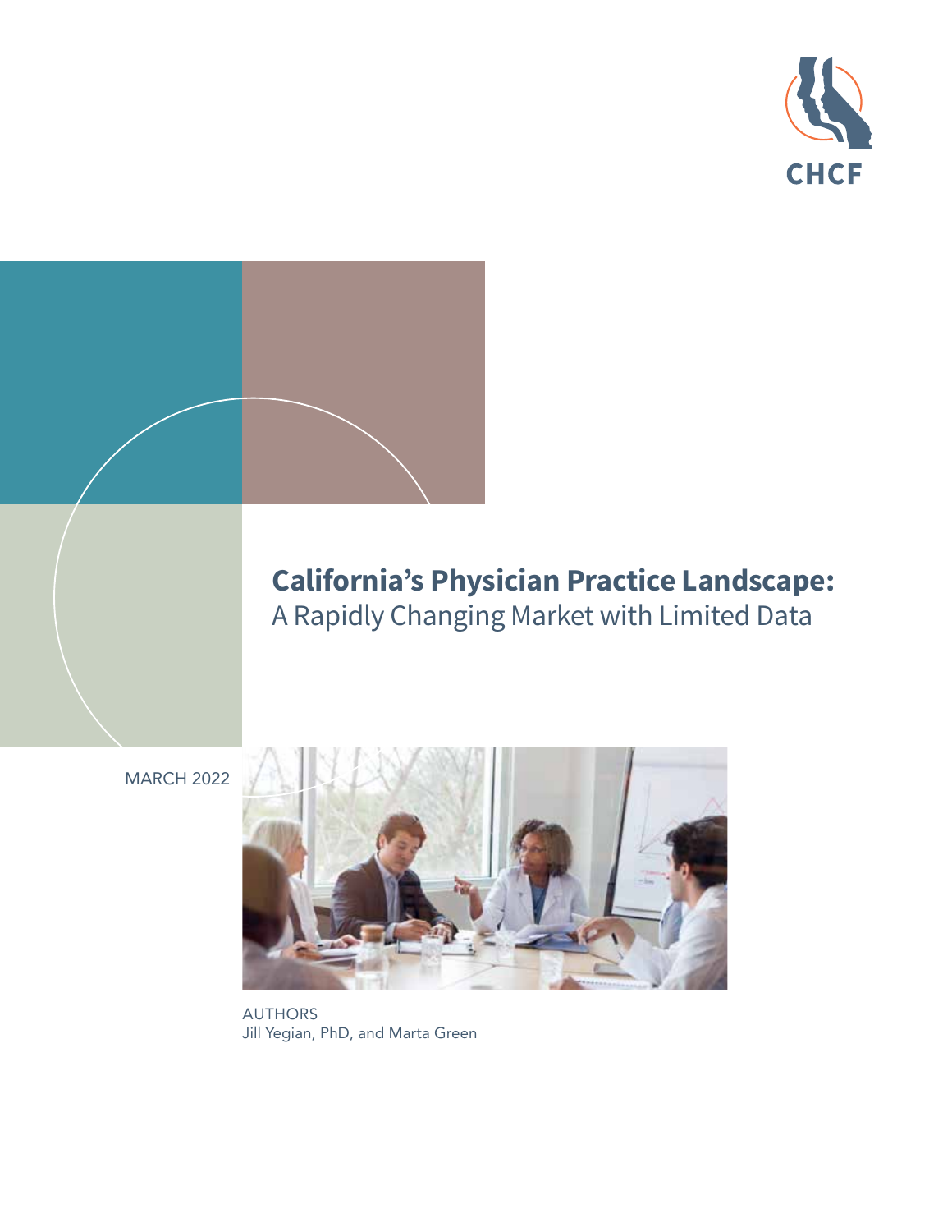CHCF

# California's Physician Practice Landscape:
## A Rapidly Changing Market with Limited Data

MARCH 2022

AUTHORS
Jill Yegian, PhD, and Marta Green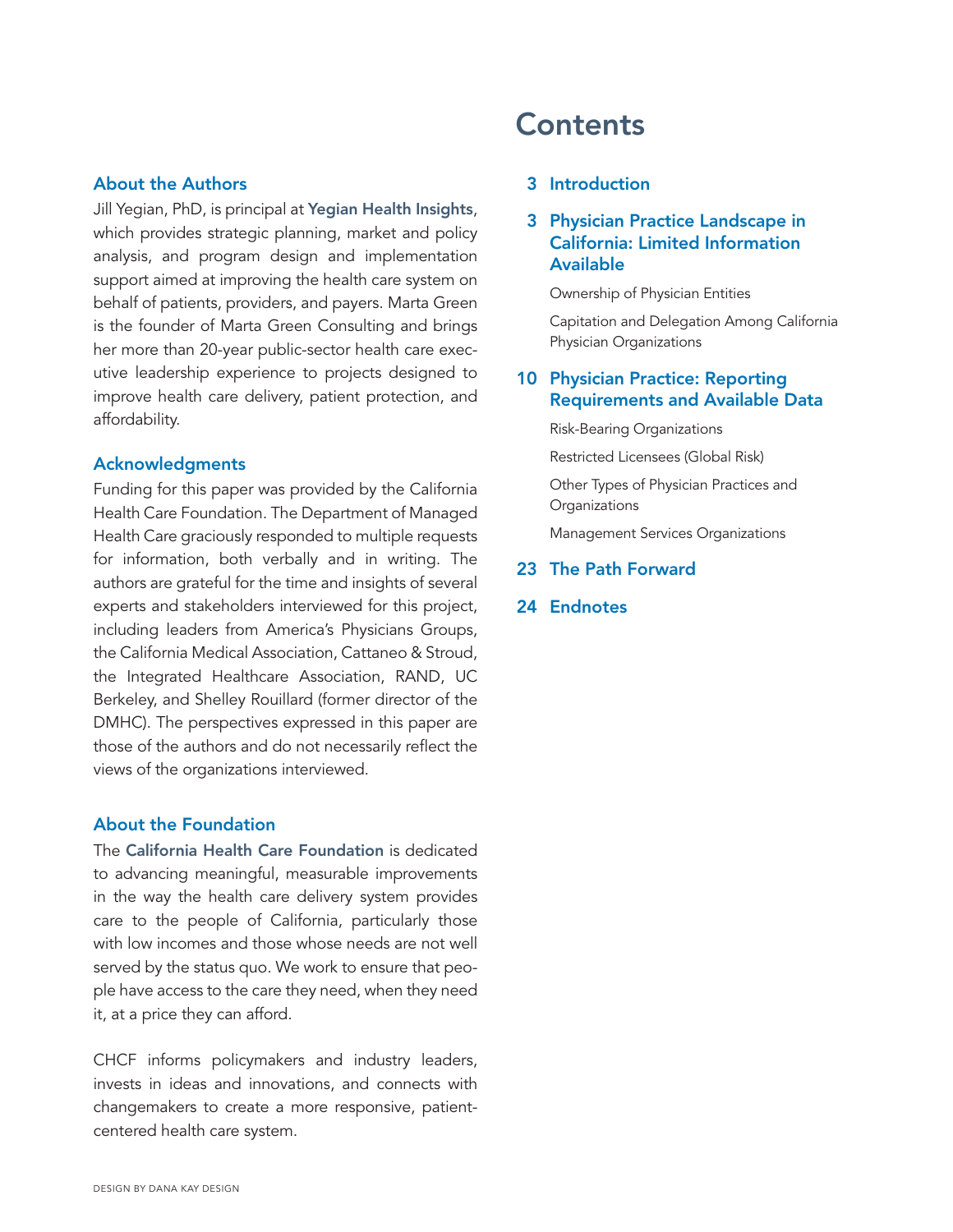## About the Authors

Jill Yegian, PhD, is principal at **Yegian Health Insights**, which provides strategic planning, market and policy analysis, and program design and implementation support aimed at improving the health care system on behalf of patients, providers, and payers. Marta Green is the founder of Marta Green Consulting and brings her more than 20-year public-sector health care executive leadership experience to projects designed to improve health care delivery, patient protection, and affordability.

## Acknowledgments

Funding for this paper was provided by the California Health Care Foundation. The Department of Managed Health Care graciously responded to multiple requests for information, both verbally and in writing. The authors are grateful for the time and insights of several experts and stakeholders interviewed for this project, including leaders from America's Physicians Groups, the California Medical Association, Cattaneo & Stroud, the Integrated Healthcare Association, RAND, UC Berkeley, and Shelley Rouillard (former director of the DMHC). The perspectives expressed in this paper are those of the authors and do not necessarily reflect the views of the organizations interviewed.

## About the Foundation

The **California Health Care Foundation** is dedicated to advancing meaningful, measurable improvements in the way the health care delivery system provides care to the people of California, particularly those with low incomes and those whose needs are not well served by the status quo. We work to ensure that people have access to the care they need, when they need it, at a price they can afford.

CHCF informs policymakers and industry leaders, invests in ideas and innovations, and connects with changemakers to create a more responsive, patient-centered health care system.

DESIGN BY DANA KAY DESIGN

# Contents

**3 Introduction**

**3 Physician Practice Landscape in California: Limited Information Available**

- Ownership of Physician Entities
- Capitation and Delegation Among California Physician Organizations

**10 Physician Practice: Reporting Requirements and Available Data**

- Risk-Bearing Organizations
- Restricted Licensees (Global Risk)
- Other Types of Physician Practices and Organizations
- Management Services Organizations

**23 The Path Forward**

**24 Endnotes**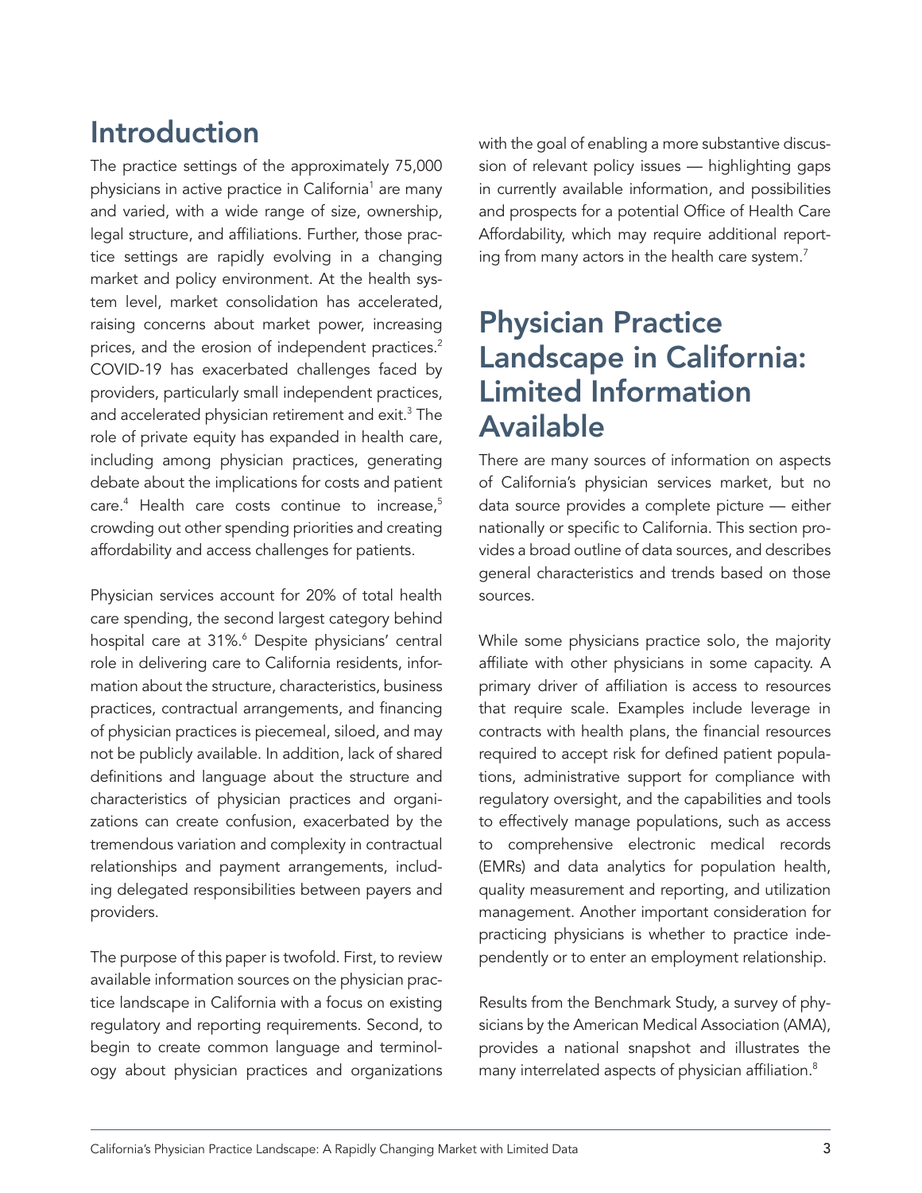# Introduction

The practice settings of the approximately 75,000 physicians in active practice in California[1] are many and varied, with a wide range of size, ownership, legal structure, and affiliations. Further, those practice settings are rapidly evolving in a changing market and policy environment. At the health system level, market consolidation has accelerated, raising concerns about market power, increasing prices, and the erosion of independent practices.[2] COVID-19 has exacerbated challenges faced by providers, particularly small independent practices, and accelerated physician retirement and exit.[3] The role of private equity has expanded in health care, including among physician practices, generating debate about the implications for costs and patient care.[4] Health care costs continue to increase,[5] crowding out other spending priorities and creating affordability and access challenges for patients.

Physician services account for 20% of total health care spending, the second largest category behind hospital care at 31%.[6] Despite physicians' central role in delivering care to California residents, information about the structure, characteristics, business practices, contractual arrangements, and financing of physician practices is piecemeal, siloed, and may not be publicly available. In addition, lack of shared definitions and language about the structure and characteristics of physician practices and organizations can create confusion, exacerbated by the tremendous variation and complexity in contractual relationships and payment arrangements, including delegated responsibilities between payers and providers.

The purpose of this paper is twofold. First, to review available information sources on the physician practice landscape in California with a focus on existing regulatory and reporting requirements. Second, to begin to create common language and terminology about physician practices and organizations with the goal of enabling a more substantive discussion of relevant policy issues — highlighting gaps in currently available information, and possibilities and prospects for a potential Office of Health Care Affordability, which may require additional reporting from many actors in the health care system.[7]

# Physician Practice Landscape in California: Limited Information Available

There are many sources of information on aspects of California's physician services market, but no data source provides a complete picture — either nationally or specific to California. This section provides a broad outline of data sources, and describes general characteristics and trends based on those sources.

While some physicians practice solo, the majority affiliate with other physicians in some capacity. A primary driver of affiliation is access to resources that require scale. Examples include leverage in contracts with health plans, the financial resources required to accept risk for defined patient populations, administrative support for compliance with regulatory oversight, and the capabilities and tools to effectively manage populations, such as access to comprehensive electronic medical records (EMRs) and data analytics for population health, quality measurement and reporting, and utilization management. Another important consideration for practicing physicians is whether to practice independently or to enter an employment relationship.

Results from the Benchmark Study, a survey of physicians by the American Medical Association (AMA), provides a national snapshot and illustrates the many interrelated aspects of physician affiliation.[8]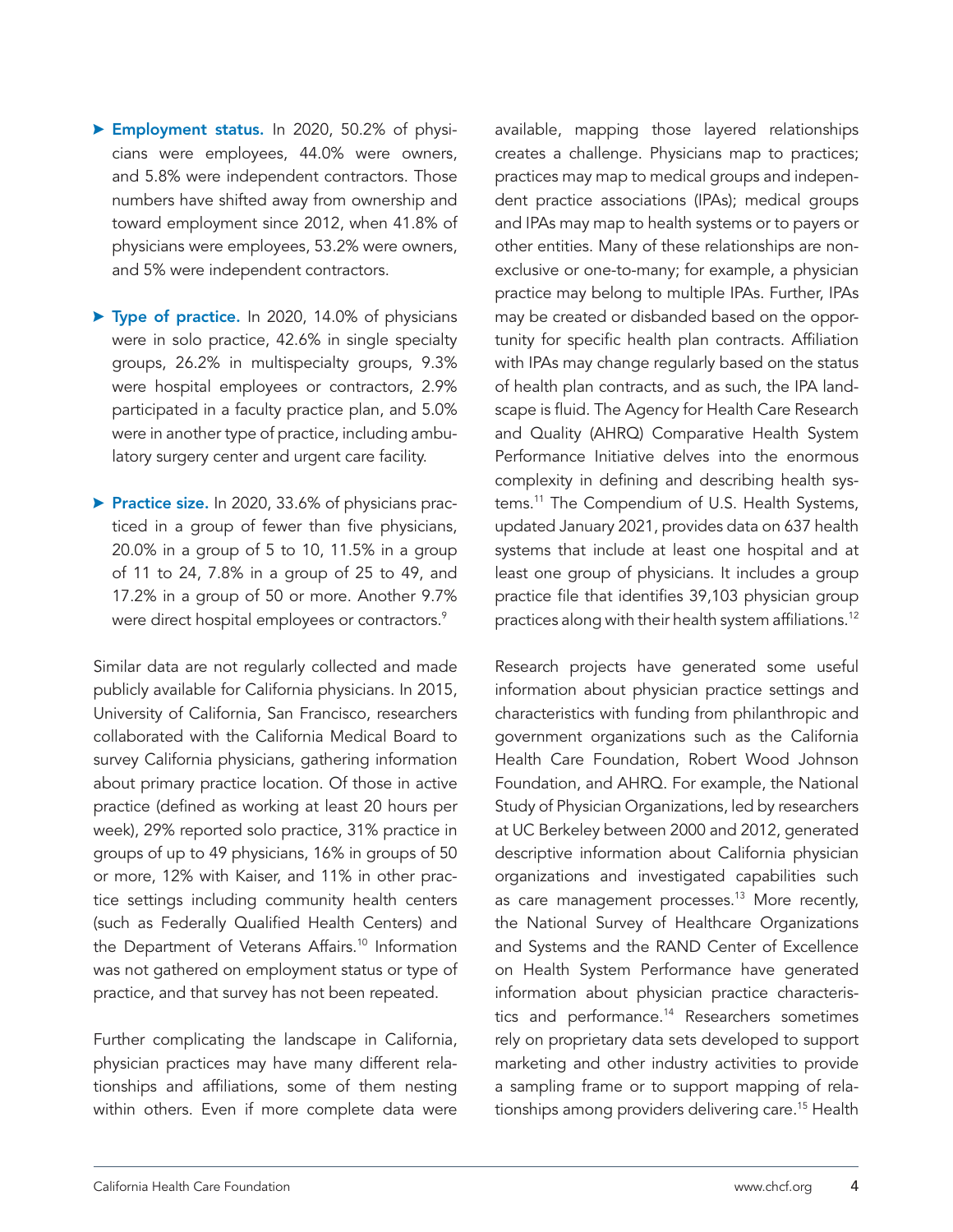- **Employment status.** In 2020, 50.2% of physicians were employees, 44.0% were owners, and 5.8% were independent contractors. Those numbers have shifted away from ownership and toward employment since 2012, when 41.8% of physicians were employees, 53.2% were owners, and 5% were independent contractors.

- **Type of practice.** In 2020, 14.0% of physicians were in solo practice, 42.6% in single specialty groups, 26.2% in multispecialty groups, 9.3% were hospital employees or contractors, 2.9% participated in a faculty practice plan, and 5.0% were in another type of practice, including ambulatory surgery center and urgent care facility.

- **Practice size.** In 2020, 33.6% of physicians practiced in a group of fewer than five physicians, 20.0% in a group of 5 to 10, 11.5% in a group of 11 to 24, 7.8% in a group of 25 to 49, and 17.2% in a group of 50 or more. Another 9.7% were direct hospital employees or contractors.[9]

Similar data are not regularly collected and made publicly available for California physicians. In 2015, University of California, San Francisco, researchers collaborated with the California Medical Board to survey California physicians, gathering information about primary practice location. Of those in active practice (defined as working at least 20 hours per week), 29% reported solo practice, 31% practice in groups of up to 49 physicians, 16% in groups of 50 or more, 12% with Kaiser, and 11% in other practice settings including community health centers (such as Federally Qualified Health Centers) and the Department of Veterans Affairs.[10] Information was not gathered on employment status or type of practice, and that survey has not been repeated.

Further complicating the landscape in California, physician practices may have many different relationships and affiliations, some of them nesting within others. Even if more complete data were available, mapping those layered relationships creates a challenge. Physicians map to practices; practices may map to medical groups and independent practice associations (IPAs); medical groups and IPAs may map to health systems or to payers or other entities. Many of these relationships are nonexclusive or one-to-many; for example, a physician practice may belong to multiple IPAs. Further, IPAs may be created or disbanded based on the opportunity for specific health plan contracts. Affiliation with IPAs may change regularly based on the status of health plan contracts, and as such, the IPA landscape is fluid. The Agency for Health Care Research and Quality (AHRQ) Comparative Health System Performance Initiative delves into the enormous complexity in defining and describing health systems.[11] The Compendium of U.S. Health Systems, updated January 2021, provides data on 637 health systems that include at least one hospital and at least one group of physicians. It includes a group practice file that identifies 39,103 physician group practices along with their health system affiliations.[12]

Research projects have generated some useful information about physician practice settings and characteristics with funding from philanthropic and government organizations such as the California Health Care Foundation, Robert Wood Johnson Foundation, and AHRQ. For example, the National Study of Physician Organizations, led by researchers at UC Berkeley between 2000 and 2012, generated descriptive information about California physician organizations and investigated capabilities such as care management processes.[13] More recently, the National Survey of Healthcare Organizations and Systems and the RAND Center of Excellence on Health System Performance have generated information about physician practice characteristics and performance.[14] Researchers sometimes rely on proprietary data sets developed to support marketing and other industry activities to provide a sampling frame or to support mapping of relationships among providers delivering care.[15] Health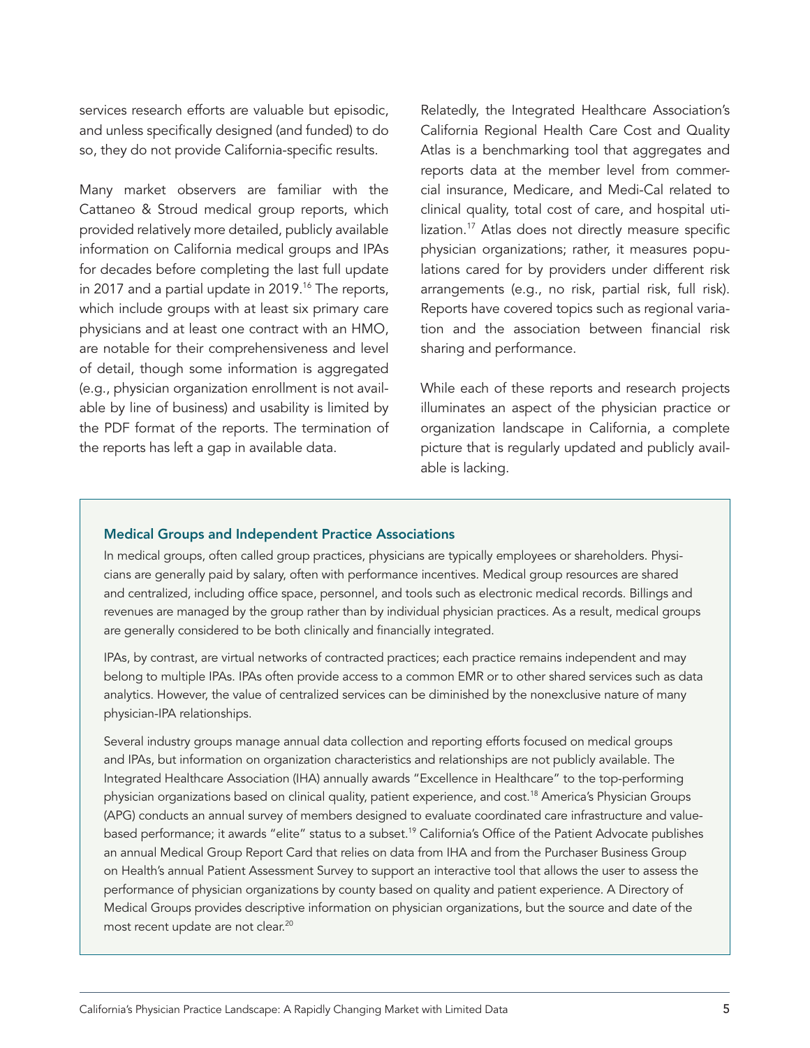services research efforts are valuable but episodic, and unless specifically designed (and funded) to do so, they do not provide California-specific results.

Many market observers are familiar with the Cattaneo & Stroud medical group reports, which provided relatively more detailed, publicly available information on California medical groups and IPAs for decades before completing the last full update in 2017 and a partial update in 2019.[16] The reports, which include groups with at least six primary care physicians and at least one contract with an HMO, are notable for their comprehensiveness and level of detail, though some information is aggregated (e.g., physician organization enrollment is not available by line of business) and usability is limited by the PDF format of the reports. The termination of the reports has left a gap in available data.

Relatedly, the Integrated Healthcare Association's California Regional Health Care Cost and Quality Atlas is a benchmarking tool that aggregates and reports data at the member level from commercial insurance, Medicare, and Medi-Cal related to clinical quality, total cost of care, and hospital utilization.[17] Atlas does not directly measure specific physician organizations; rather, it measures populations cared for by providers under different risk arrangements (e.g., no risk, partial risk, full risk). Reports have covered topics such as regional variation and the association between financial risk sharing and performance.

While each of these reports and research projects illuminates an aspect of the physician practice or organization landscape in California, a complete picture that is regularly updated and publicly available is lacking.

### Medical Groups and Independent Practice Associations

In medical groups, often called group practices, physicians are typically employees or shareholders. Physicians are generally paid by salary, often with performance incentives. Medical group resources are shared and centralized, including office space, personnel, and tools such as electronic medical records. Billings and revenues are managed by the group rather than by individual physician practices. As a result, medical groups are generally considered to be both clinically and financially integrated.

IPAs, by contrast, are virtual networks of contracted practices; each practice remains independent and may belong to multiple IPAs. IPAs often provide access to a common EMR or to other shared services such as data analytics. However, the value of centralized services can be diminished by the nonexclusive nature of many physician-IPA relationships.

Several industry groups manage annual data collection and reporting efforts focused on medical groups and IPAs, but information on organization characteristics and relationships are not publicly available. The Integrated Healthcare Association (IHA) annually awards "Excellence in Healthcare" to the top-performing physician organizations based on clinical quality, patient experience, and cost.[18] America's Physician Groups (APG) conducts an annual survey of members designed to evaluate coordinated care infrastructure and value-based performance; it awards "elite" status to a subset.[19] California's Office of the Patient Advocate publishes an annual Medical Group Report Card that relies on data from IHA and from the Purchaser Business Group on Health's annual Patient Assessment Survey to support an interactive tool that allows the user to assess the performance of physician organizations by county based on quality and patient experience. A Directory of Medical Groups provides descriptive information on physician organizations, but the source and date of the most recent update are not clear.[20]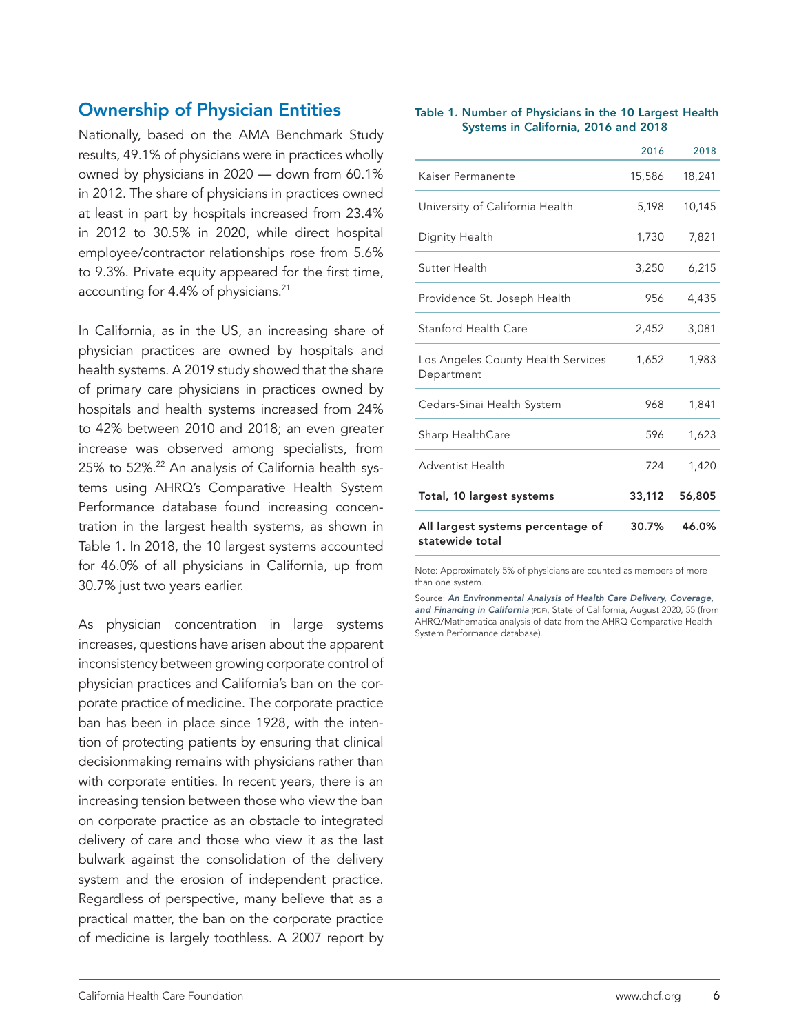## Ownership of Physician Entities

Nationally, based on the AMA Benchmark Study results, 49.1% of physicians were in practices wholly owned by physicians in 2020 — down from 60.1% in 2012. The share of physicians in practices owned at least in part by hospitals increased from 23.4% in 2012 to 30.5% in 2020, while direct hospital employee/contractor relationships rose from 5.6% to 9.3%. Private equity appeared for the first time, accounting for 4.4% of physicians.[21]

In California, as in the US, an increasing share of physician practices are owned by hospitals and health systems. A 2019 study showed that the share of primary care physicians in practices owned by hospitals and health systems increased from 24% to 42% between 2010 and 2018; an even greater increase was observed among specialists, from 25% to 52%.[22] An analysis of California health systems using AHRQ's Comparative Health System Performance database found increasing concentration in the largest health systems, as shown in Table 1. In 2018, the 10 largest systems accounted for 46.0% of all physicians in California, up from 30.7% just two years earlier.

As physician concentration in large systems increases, questions have arisen about the apparent inconsistency between growing corporate control of physician practices and California's ban on the corporate practice of medicine. The corporate practice ban has been in place since 1928, with the intention of protecting patients by ensuring that clinical decisionmaking remains with physicians rather than with corporate entities. In recent years, there is an increasing tension between those who view the ban on corporate practice as an obstacle to integrated delivery of care and those who view it as the last bulwark against the consolidation of the delivery system and the erosion of independent practice. Regardless of perspective, many believe that as a practical matter, the ban on the corporate practice of medicine is largely toothless. A 2007 report by

**Table 1. Number of Physicians in the 10 Largest Health Systems in California, 2016 and 2018**

| | 2016 | 2018 |
|---|---|---|
| Kaiser Permanente | 15,586 | 18,241 |
| University of California Health | 5,198 | 10,145 |
| Dignity Health | 1,730 | 7,821 |
| Sutter Health | 3,250 | 6,215 |
| Providence St. Joseph Health | 956 | 4,435 |
| Stanford Health Care | 2,452 | 3,081 |
| Los Angeles County Health Services Department | 1,652 | 1,983 |
| Cedars-Sinai Health System | 968 | 1,841 |
| Sharp HealthCare | 596 | 1,623 |
| Adventist Health | 724 | 1,420 |
| **Total, 10 largest systems** | **33,112** | **56,805** |
| **All largest systems percentage of statewide total** | **30.7%** | **46.0%** |

Note: Approximately 5% of physicians are counted as members of more than one system.

Source: ***An Environmental Analysis of Health Care Delivery, Coverage, and Financing in California*** (PDF), State of California, August 2020, 55 (from AHRQ/Mathematica analysis of data from the AHRQ Comparative Health System Performance database).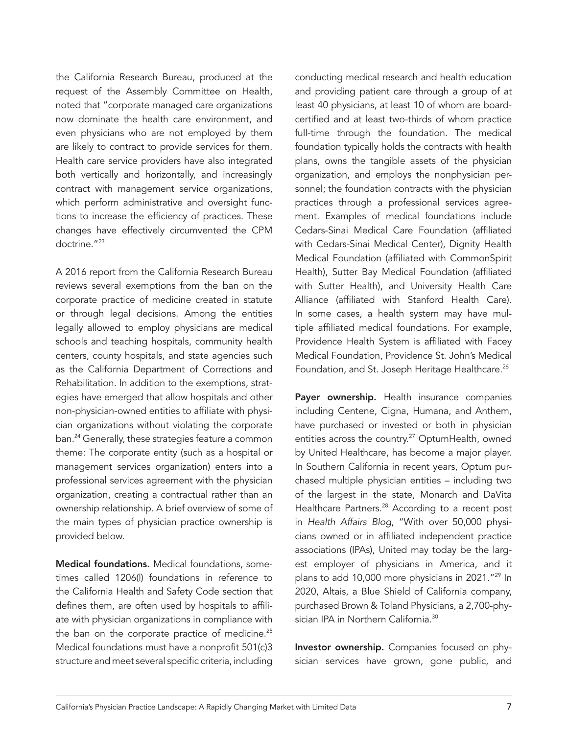the California Research Bureau, produced at the request of the Assembly Committee on Health, noted that "corporate managed care organizations now dominate the health care environment, and even physicians who are not employed by them are likely to contract to provide services for them. Health care service providers have also integrated both vertically and horizontally, and increasingly contract with management service organizations, which perform administrative and oversight functions to increase the efficiency of practices. These changes have effectively circumvented the CPM doctrine."[23]

A 2016 report from the California Research Bureau reviews several exemptions from the ban on the corporate practice of medicine created in statute or through legal decisions. Among the entities legally allowed to employ physicians are medical schools and teaching hospitals, community health centers, county hospitals, and state agencies such as the California Department of Corrections and Rehabilitation. In addition to the exemptions, strategies have emerged that allow hospitals and other non-physician-owned entities to affiliate with physician organizations without violating the corporate ban.[24] Generally, these strategies feature a common theme: The corporate entity (such as a hospital or management services organization) enters into a professional services agreement with the physician organization, creating a contractual rather than an ownership relationship. A brief overview of some of the main types of physician practice ownership is provided below.

**Medical foundations.** Medical foundations, sometimes called 1206(l) foundations in reference to the California Health and Safety Code section that defines them, are often used by hospitals to affiliate with physician organizations in compliance with the ban on the corporate practice of medicine.[25] Medical foundations must have a nonprofit 501(c)3 structure and meet several specific criteria, including conducting medical research and health education and providing patient care through a group of at least 40 physicians, at least 10 of whom are board-certified and at least two-thirds of whom practice full-time through the foundation. The medical foundation typically holds the contracts with health plans, owns the tangible assets of the physician organization, and employs the nonphysician personnel; the foundation contracts with the physician practices through a professional services agreement. Examples of medical foundations include Cedars-Sinai Medical Care Foundation (affiliated with Cedars-Sinai Medical Center), Dignity Health Medical Foundation (affiliated with CommonSpirit Health), Sutter Bay Medical Foundation (affiliated with Sutter Health), and University Health Care Alliance (affiliated with Stanford Health Care). In some cases, a health system may have multiple affiliated medical foundations. For example, Providence Health System is affiliated with Facey Medical Foundation, Providence St. John's Medical Foundation, and St. Joseph Heritage Healthcare.[26]

**Payer ownership.** Health insurance companies including Centene, Cigna, Humana, and Anthem, have purchased or invested or both in physician entities across the country.[27] OptumHealth, owned by United Healthcare, has become a major player. In Southern California in recent years, Optum purchased multiple physician entities – including two of the largest in the state, Monarch and DaVita Healthcare Partners.[28] According to a recent post in *Health Affairs Blog*, "With over 50,000 physicians owned or in affiliated independent practice associations (IPAs), United may today be the largest employer of physicians in America, and it plans to add 10,000 more physicians in 2021."[29] In 2020, Altais, a Blue Shield of California company, purchased Brown & Toland Physicians, a 2,700-physician IPA in Northern California.[30]

**Investor ownership.** Companies focused on physician services have grown, gone public, and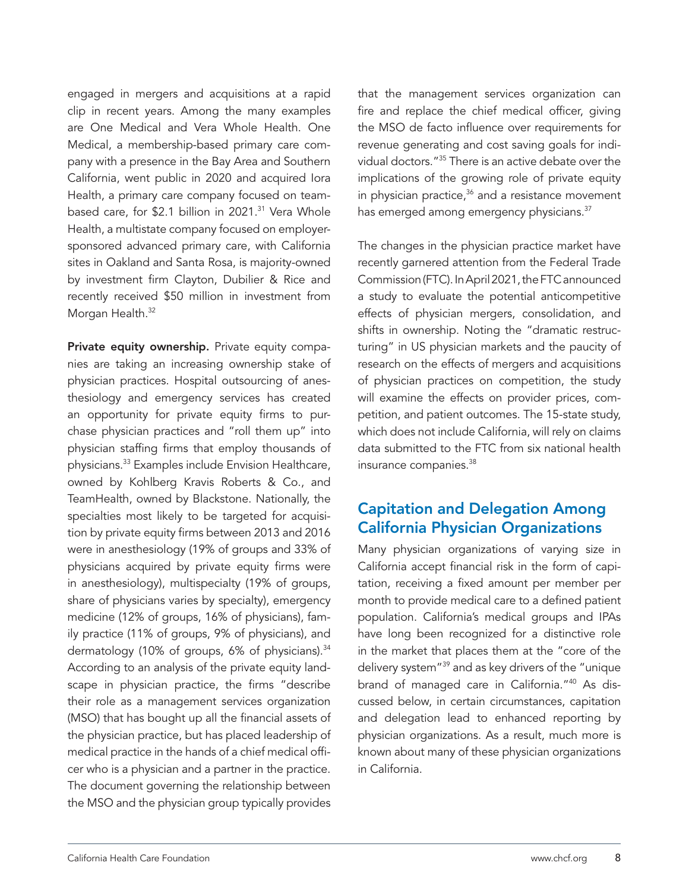engaged in mergers and acquisitions at a rapid clip in recent years. Among the many examples are One Medical and Vera Whole Health. One Medical, a membership-based primary care company with a presence in the Bay Area and Southern California, went public in 2020 and acquired Iora Health, a primary care company focused on team-based care, for $2.1 billion in 2021.[31] Vera Whole Health, a multistate company focused on employer-sponsored advanced primary care, with California sites in Oakland and Santa Rosa, is majority-owned by investment firm Clayton, Dubilier & Rice and recently received $50 million in investment from Morgan Health.[32]

**Private equity ownership.** Private equity companies are taking an increasing ownership stake of physician practices. Hospital outsourcing of anesthesiology and emergency services has created an opportunity for private equity firms to purchase physician practices and "roll them up" into physician staffing firms that employ thousands of physicians.[33] Examples include Envision Healthcare, owned by Kohlberg Kravis Roberts & Co., and TeamHealth, owned by Blackstone. Nationally, the specialties most likely to be targeted for acquisition by private equity firms between 2013 and 2016 were in anesthesiology (19% of groups and 33% of physicians acquired by private equity firms were in anesthesiology), multispecialty (19% of groups, share of physicians varies by specialty), emergency medicine (12% of groups, 16% of physicians), family practice (11% of groups, 9% of physicians), and dermatology (10% of groups, 6% of physicians).[34] According to an analysis of the private equity landscape in physician practice, the firms "describe their role as a management services organization (MSO) that has bought up all the financial assets of the physician practice, but has placed leadership of medical practice in the hands of a chief medical officer who is a physician and a partner in the practice. The document governing the relationship between the MSO and the physician group typically provides that the management services organization can fire and replace the chief medical officer, giving the MSO de facto influence over requirements for revenue generating and cost saving goals for individual doctors."[35] There is an active debate over the implications of the growing role of private equity in physician practice,[36] and a resistance movement has emerged among emergency physicians.[37]

The changes in the physician practice market have recently garnered attention from the Federal Trade Commission (FTC). In April 2021, the FTC announced a study to evaluate the potential anticompetitive effects of physician mergers, consolidation, and shifts in ownership. Noting the "dramatic restructuring" in US physician markets and the paucity of research on the effects of mergers and acquisitions of physician practices on competition, the study will examine the effects on provider prices, competition, and patient outcomes. The 15-state study, which does not include California, will rely on claims data submitted to the FTC from six national health insurance companies.[38]

## Capitation and Delegation Among California Physician Organizations

Many physician organizations of varying size in California accept financial risk in the form of capitation, receiving a fixed amount per member per month to provide medical care to a defined patient population. California's medical groups and IPAs have long been recognized for a distinctive role in the market that places them at the "core of the delivery system"[39] and as key drivers of the "unique brand of managed care in California."[40] As discussed below, in certain circumstances, capitation and delegation lead to enhanced reporting by physician organizations. As a result, much more is known about many of these physician organizations in California.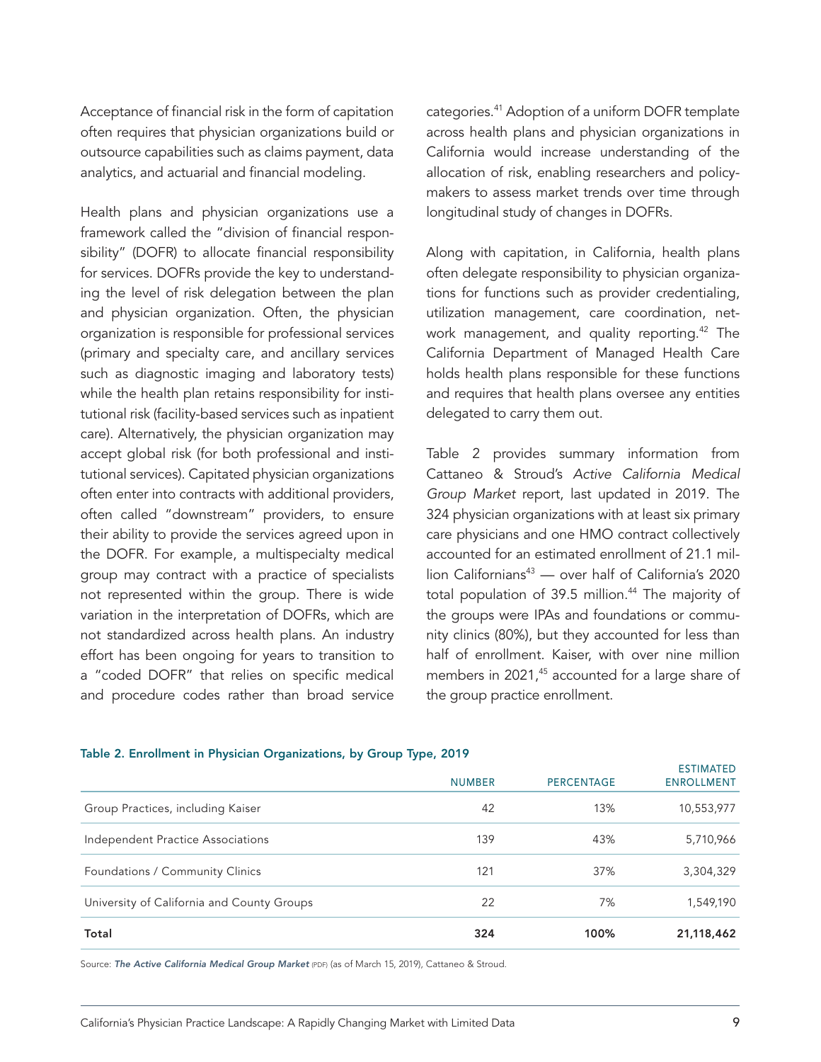Acceptance of financial risk in the form of capitation often requires that physician organizations build or outsource capabilities such as claims payment, data analytics, and actuarial and financial modeling.

Health plans and physician organizations use a framework called the "division of financial responsibility" (DOFR) to allocate financial responsibility for services. DOFRs provide the key to understanding the level of risk delegation between the plan and physician organization. Often, the physician organization is responsible for professional services (primary and specialty care, and ancillary services such as diagnostic imaging and laboratory tests) while the health plan retains responsibility for institutional risk (facility-based services such as inpatient care). Alternatively, the physician organization may accept global risk (for both professional and institutional services). Capitated physician organizations often enter into contracts with additional providers, often called "downstream" providers, to ensure their ability to provide the services agreed upon in the DOFR. For example, a multispecialty medical group may contract with a practice of specialists not represented within the group. There is wide variation in the interpretation of DOFRs, which are not standardized across health plans. An industry effort has been ongoing for years to transition to a "coded DOFR" that relies on specific medical and procedure codes rather than broad service categories.[41] Adoption of a uniform DOFR template across health plans and physician organizations in California would increase understanding of the allocation of risk, enabling researchers and policymakers to assess market trends over time through longitudinal study of changes in DOFRs.

Along with capitation, in California, health plans often delegate responsibility to physician organizations for functions such as provider credentialing, utilization management, care coordination, network management, and quality reporting.[42] The California Department of Managed Health Care holds health plans responsible for these functions and requires that health plans oversee any entities delegated to carry them out.

Table 2 provides summary information from Cattaneo & Stroud's *Active California Medical Group Market* report, last updated in 2019. The 324 physician organizations with at least six primary care physicians and one HMO contract collectively accounted for an estimated enrollment of 21.1 million Californians[43] — over half of California's 2020 total population of 39.5 million.[44] The majority of the groups were IPAs and foundations or community clinics (80%), but they accounted for less than half of enrollment. Kaiser, with over nine million members in 2021,[45] accounted for a large share of the group practice enrollment.

**Table 2. Enrollment in Physician Organizations, by Group Type, 2019**

| | NUMBER | PERCENTAGE | ESTIMATED ENROLLMENT |
|---|---|---|---|
| Group Practices, including Kaiser | 42 | 13% | 10,553,977 |
| Independent Practice Associations | 139 | 43% | 5,710,966 |
| Foundations / Community Clinics | 121 | 37% | 3,304,329 |
| University of California and County Groups | 22 | 7% | 1,549,190 |
| **Total** | **324** | **100%** | **21,118,462** |

Source: ***The Active California Medical Group Market*** (PDF) (as of March 15, 2019), Cattaneo & Stroud.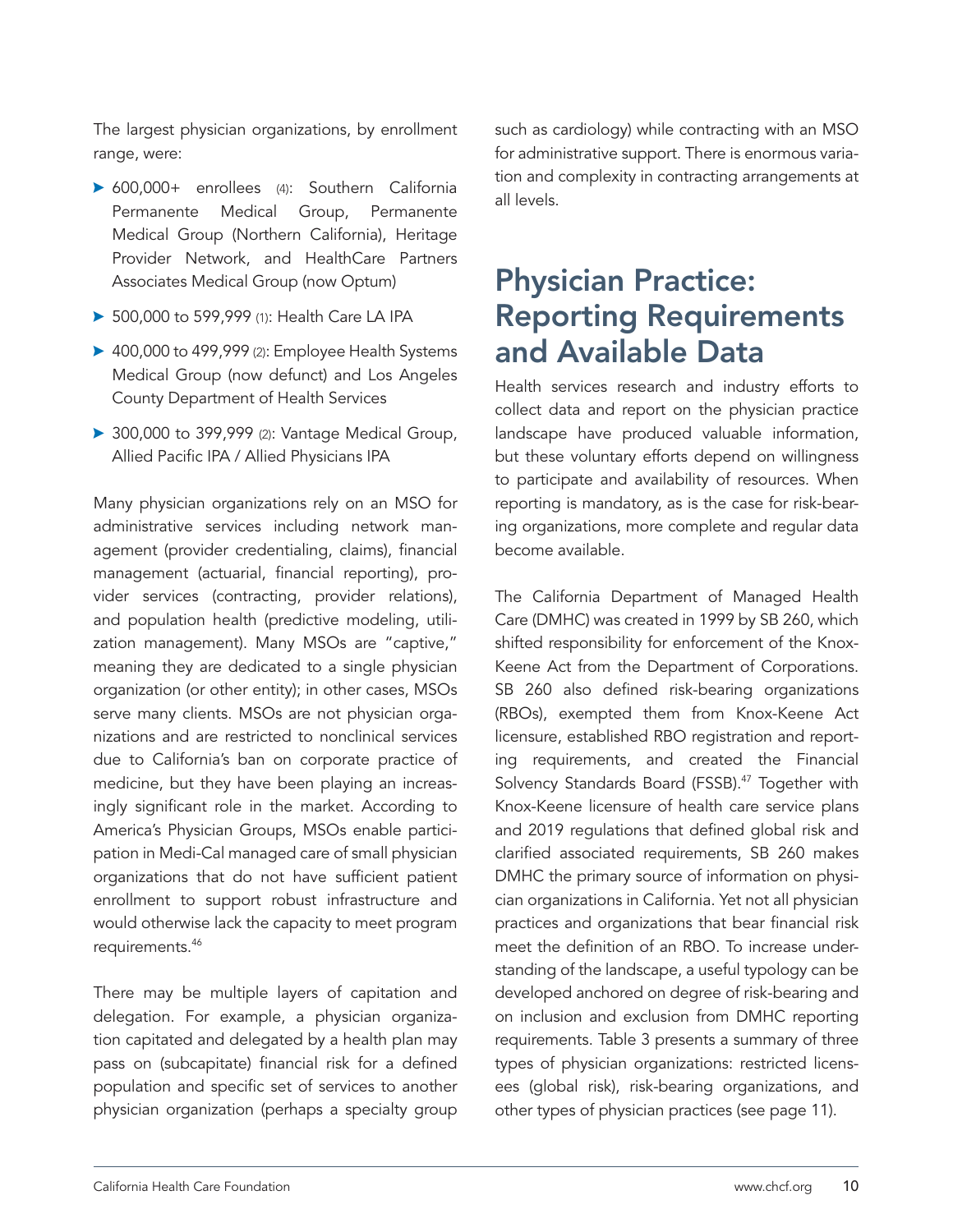The largest physician organizations, by enrollment range, were:

- 600,000+ enrollees (4): Southern California Permanente Medical Group, Permanente Medical Group (Northern California), Heritage Provider Network, and HealthCare Partners Associates Medical Group (now Optum)
- 500,000 to 599,999 (1): Health Care LA IPA
- 400,000 to 499,999 (2): Employee Health Systems Medical Group (now defunct) and Los Angeles County Department of Health Services
- 300,000 to 399,999 (2): Vantage Medical Group, Allied Pacific IPA / Allied Physicians IPA

Many physician organizations rely on an MSO for administrative services including network management (provider credentialing, claims), financial management (actuarial, financial reporting), provider services (contracting, provider relations), and population health (predictive modeling, utilization management). Many MSOs are "captive," meaning they are dedicated to a single physician organization (or other entity); in other cases, MSOs serve many clients. MSOs are not physician organizations and are restricted to nonclinical services due to California's ban on corporate practice of medicine, but they have been playing an increasingly significant role in the market. According to America's Physician Groups, MSOs enable participation in Medi-Cal managed care of small physician organizations that do not have sufficient patient enrollment to support robust infrastructure and would otherwise lack the capacity to meet program requirements.[46]

There may be multiple layers of capitation and delegation. For example, a physician organization capitated and delegated by a health plan may pass on (subcapitate) financial risk for a defined population and specific set of services to another physician organization (perhaps a specialty group such as cardiology) while contracting with an MSO for administrative support. There is enormous variation and complexity in contracting arrangements at all levels.

# Physician Practice: Reporting Requirements and Available Data

Health services research and industry efforts to collect data and report on the physician practice landscape have produced valuable information, but these voluntary efforts depend on willingness to participate and availability of resources. When reporting is mandatory, as is the case for risk-bearing organizations, more complete and regular data become available.

The California Department of Managed Health Care (DMHC) was created in 1999 by SB 260, which shifted responsibility for enforcement of the Knox-Keene Act from the Department of Corporations. SB 260 also defined risk-bearing organizations (RBOs), exempted them from Knox-Keene Act licensure, established RBO registration and reporting requirements, and created the Financial Solvency Standards Board (FSSB).[47] Together with Knox-Keene licensure of health care service plans and 2019 regulations that defined global risk and clarified associated requirements, SB 260 makes DMHC the primary source of information on physician organizations in California. Yet not all physician practices and organizations that bear financial risk meet the definition of an RBO. To increase understanding of the landscape, a useful typology can be developed anchored on degree of risk-bearing and on inclusion and exclusion from DMHC reporting requirements. Table 3 presents a summary of three types of physician organizations: restricted licensees (global risk), risk-bearing organizations, and other types of physician practices (see page 11).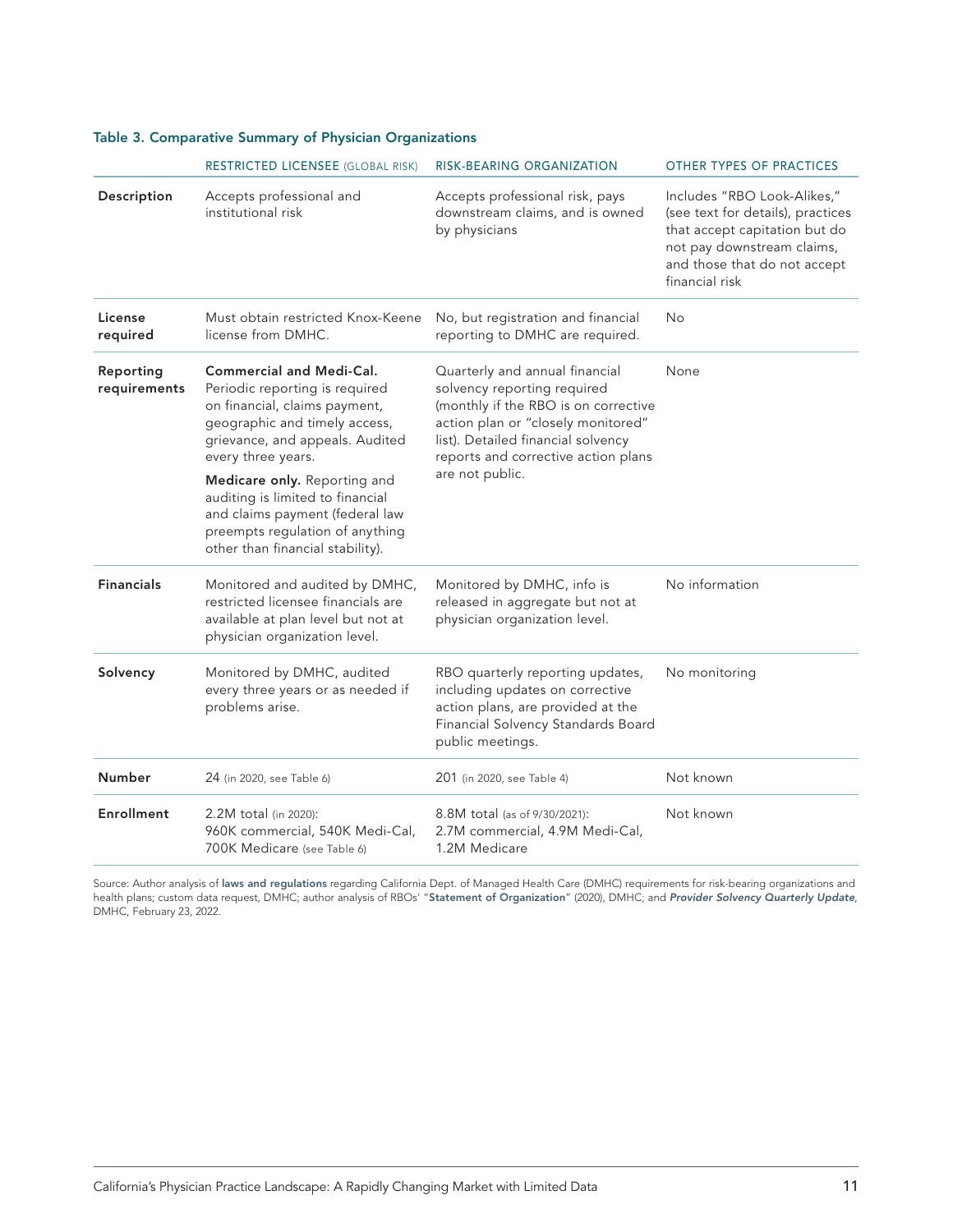### Table 3. Comparative Summary of Physician Organizations

| | RESTRICTED LICENSEE (GLOBAL RISK) | RISK-BEARING ORGANIZATION | OTHER TYPES OF PRACTICES |
|---|---|---|---|
| **Description** | Accepts professional and institutional risk | Accepts professional risk, pays downstream claims, and is owned by physicians | Includes "RBO Look-Alikes," (see text for details), practices that accept capitation but do not pay downstream claims, and those that do not accept financial risk |
| **License required** | Must obtain restricted Knox-Keene license from DMHC. | No, but registration and financial reporting to DMHC are required. | No |
| **Reporting requirements** | **Commercial and Medi-Cal.** Periodic reporting is required on financial, claims payment, geographic and timely access, grievance, and appeals. Audited every three years. **Medicare only.** Reporting and auditing is limited to financial and claims payment (federal law preempts regulation of anything other than financial stability). | Quarterly and annual financial solvency reporting required (monthly if the RBO is on corrective action plan or "closely monitored" list). Detailed financial solvency reports and corrective action plans are not public. | None |
| **Financials** | Monitored and audited by DMHC, restricted licensee financials are available at plan level but not at physician organization level. | Monitored by DMHC, info is released in aggregate but not at physician organization level. | No information |
| **Solvency** | Monitored by DMHC, audited every three years or as needed if problems arise. | RBO quarterly reporting updates, including updates on corrective action plans, are provided at the Financial Solvency Standards Board public meetings. | No monitoring |
| **Number** | 24 (in 2020, see Table 6) | 201 (in 2020, see Table 4) | Not known |
| **Enrollment** | 2.2M total (in 2020): 960K commercial, 540K Medi-Cal, 700K Medicare (see Table 6) | 8.8M total (as of 9/30/2021): 2.7M commercial, 4.9M Medi-Cal, 1.2M Medicare | Not known |

Source: Author analysis of **laws and regulations** regarding California Dept. of Managed Health Care (DMHC) requirements for risk-bearing organizations and health plans; custom data request, DMHC; author analysis of RBOs' "**Statement of Organization**" (2020), DMHC; and ***Provider Solvency Quarterly Update***, DMHC, February 23, 2022.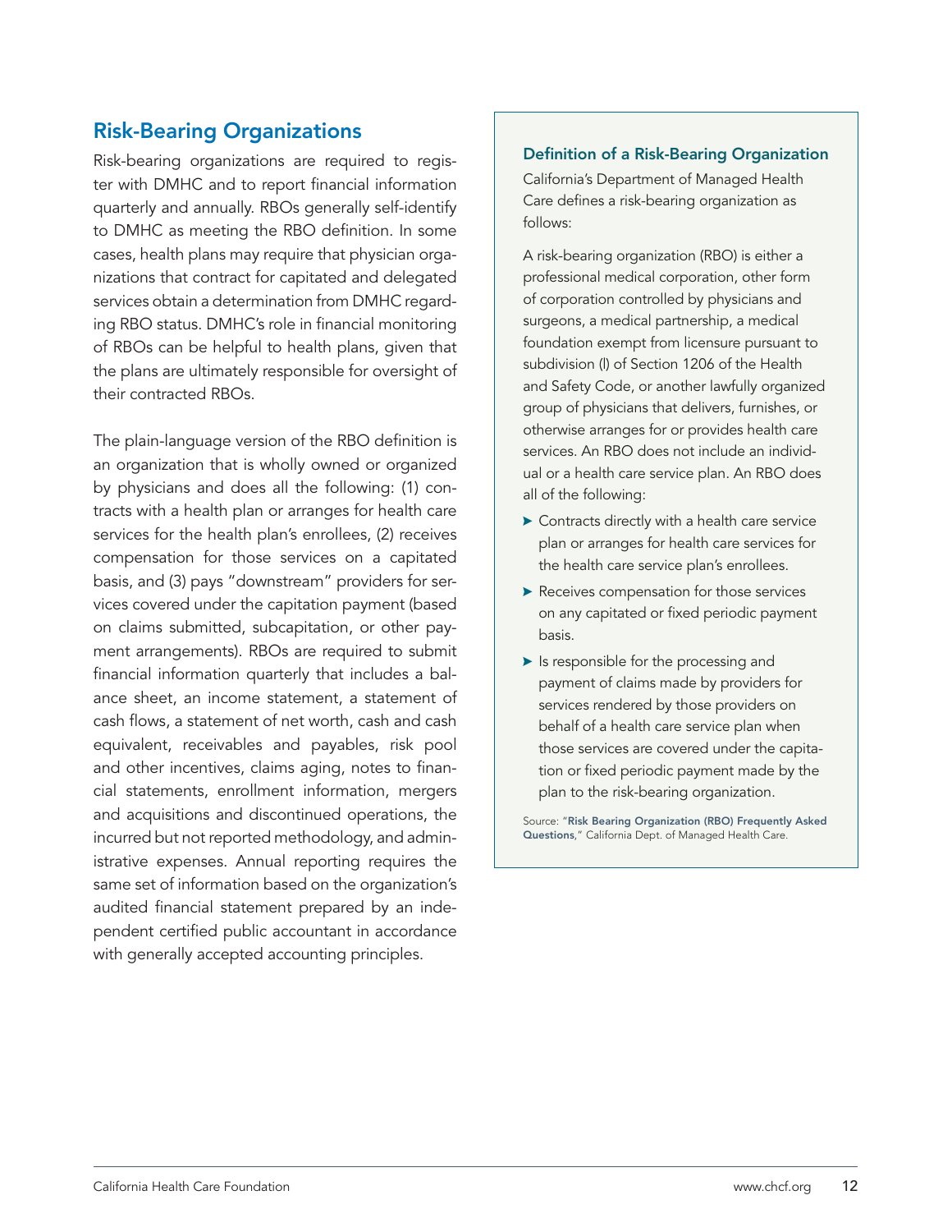## Risk-Bearing Organizations

Risk-bearing organizations are required to register with DMHC and to report financial information quarterly and annually. RBOs generally self-identify to DMHC as meeting the RBO definition. In some cases, health plans may require that physician organizations that contract for capitated and delegated services obtain a determination from DMHC regarding RBO status. DMHC's role in financial monitoring of RBOs can be helpful to health plans, given that the plans are ultimately responsible for oversight of their contracted RBOs.

The plain-language version of the RBO definition is an organization that is wholly owned or organized by physicians and does all the following: (1) contracts with a health plan or arranges for health care services for the health plan's enrollees, (2) receives compensation for those services on a capitated basis, and (3) pays "downstream" providers for services covered under the capitation payment (based on claims submitted, subcapitation, or other payment arrangements). RBOs are required to submit financial information quarterly that includes a balance sheet, an income statement, a statement of cash flows, a statement of net worth, cash and cash equivalent, receivables and payables, risk pool and other incentives, claims aging, notes to financial statements, enrollment information, mergers and acquisitions and discontinued operations, the incurred but not reported methodology, and administrative expenses. Annual reporting requires the same set of information based on the organization's audited financial statement prepared by an independent certified public accountant in accordance with generally accepted accounting principles.

### Definition of a Risk-Bearing Organization

California's Department of Managed Health Care defines a risk-bearing organization as follows:

A risk-bearing organization (RBO) is either a professional medical corporation, other form of corporation controlled by physicians and surgeons, a medical partnership, a medical foundation exempt from licensure pursuant to subdivision (l) of Section 1206 of the Health and Safety Code, or another lawfully organized group of physicians that delivers, furnishes, or otherwise arranges for or provides health care services. An RBO does not include an individual or a health care service plan. An RBO does all of the following:

- Contracts directly with a health care service plan or arranges for health care services for the health care service plan's enrollees.
- Receives compensation for those services on any capitated or fixed periodic payment basis.
- Is responsible for the processing and payment of claims made by providers for services rendered by those providers on behalf of a health care service plan when those services are covered under the capitation or fixed periodic payment made by the plan to the risk-bearing organization.

Source: "**Risk Bearing Organization (RBO) Frequently Asked Questions**," California Dept. of Managed Health Care.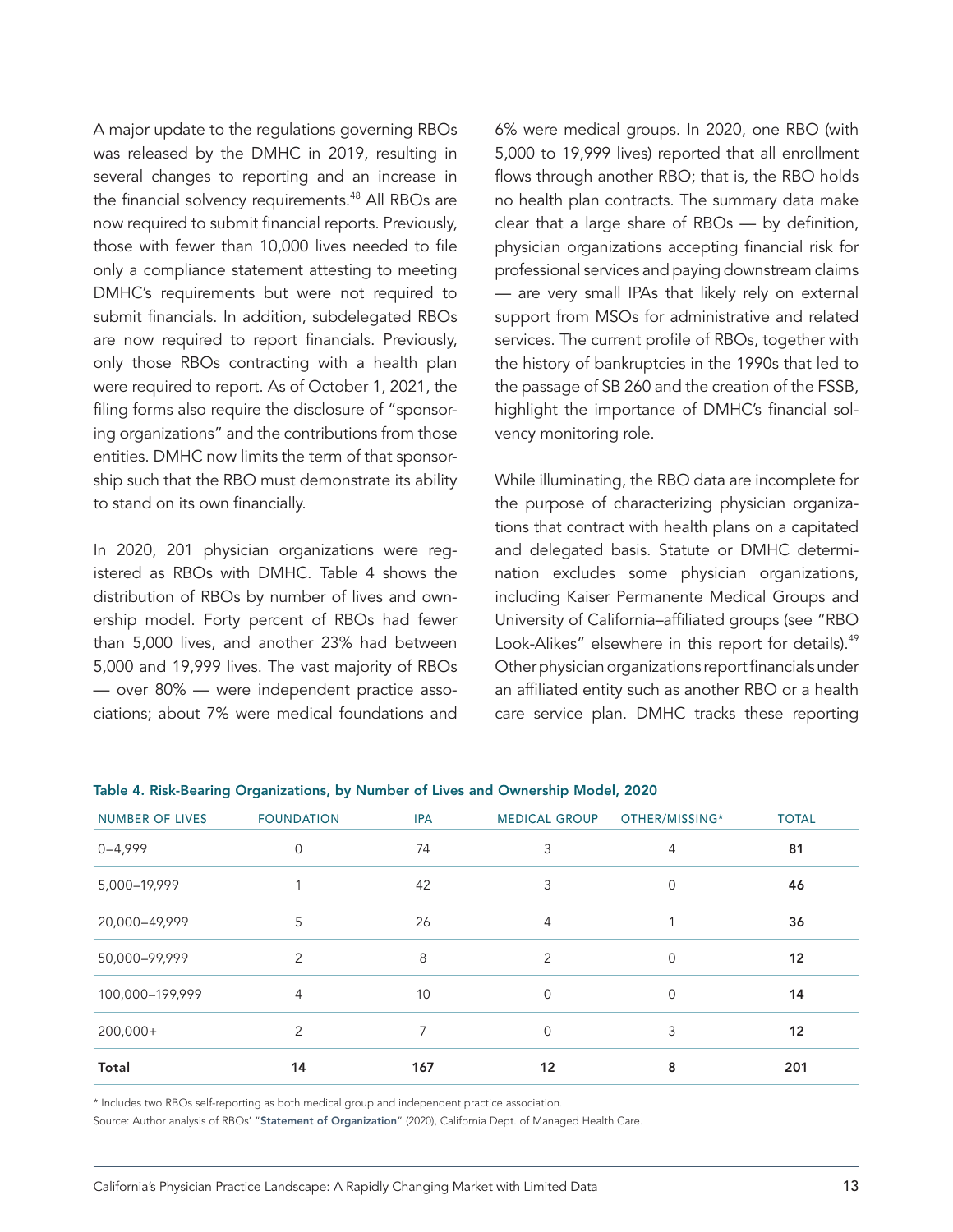A major update to the regulations governing RBOs was released by the DMHC in 2019, resulting in several changes to reporting and an increase in the financial solvency requirements.[48] All RBOs are now required to submit financial reports. Previously, those with fewer than 10,000 lives needed to file only a compliance statement attesting to meeting DMHC's requirements but were not required to submit financials. In addition, subdelegated RBOs are now required to report financials. Previously, only those RBOs contracting with a health plan were required to report. As of October 1, 2021, the filing forms also require the disclosure of "sponsoring organizations" and the contributions from those entities. DMHC now limits the term of that sponsorship such that the RBO must demonstrate its ability to stand on its own financially.

In 2020, 201 physician organizations were registered as RBOs with DMHC. Table 4 shows the distribution of RBOs by number of lives and ownership model. Forty percent of RBOs had fewer than 5,000 lives, and another 23% had between 5,000 and 19,999 lives. The vast majority of RBOs — over 80% — were independent practice associations; about 7% were medical foundations and 6% were medical groups. In 2020, one RBO (with 5,000 to 19,999 lives) reported that all enrollment flows through another RBO; that is, the RBO holds no health plan contracts. The summary data make clear that a large share of RBOs — by definition, physician organizations accepting financial risk for professional services and paying downstream claims — are very small IPAs that likely rely on external support from MSOs for administrative and related services. The current profile of RBOs, together with the history of bankruptcies in the 1990s that led to the passage of SB 260 and the creation of the FSSB, highlight the importance of DMHC's financial solvency monitoring role.

While illuminating, the RBO data are incomplete for the purpose of characterizing physician organizations that contract with health plans on a capitated and delegated basis. Statute or DMHC determination excludes some physician organizations, including Kaiser Permanente Medical Groups and University of California–affiliated groups (see "RBO Look-Alikes" elsewhere in this report for details).[49] Other physician organizations report financials under an affiliated entity such as another RBO or a health care service plan. DMHC tracks these reporting

**Table 4. Risk-Bearing Organizations, by Number of Lives and Ownership Model, 2020**

| NUMBER OF LIVES | FOUNDATION | IPA | MEDICAL GROUP | OTHER/MISSING* | TOTAL |
|---|---|---|---|---|---|
| 0–4,999 | 0 | 74 | 3 | 4 | **81** |
| 5,000–19,999 | 1 | 42 | 3 | 0 | **46** |
| 20,000–49,999 | 5 | 26 | 4 | 1 | **36** |
| 50,000–99,999 | 2 | 8 | 2 | 0 | **12** |
| 100,000–199,999 | 4 | 10 | 0 | 0 | **14** |
| 200,000+ | 2 | 7 | 0 | 3 | **12** |
| **Total** | **14** | **167** | **12** | **8** | **201** |

* Includes two RBOs self-reporting as both medical group and independent practice association.

Source: Author analysis of RBOs' "**Statement of Organization**" (2020), California Dept. of Managed Health Care.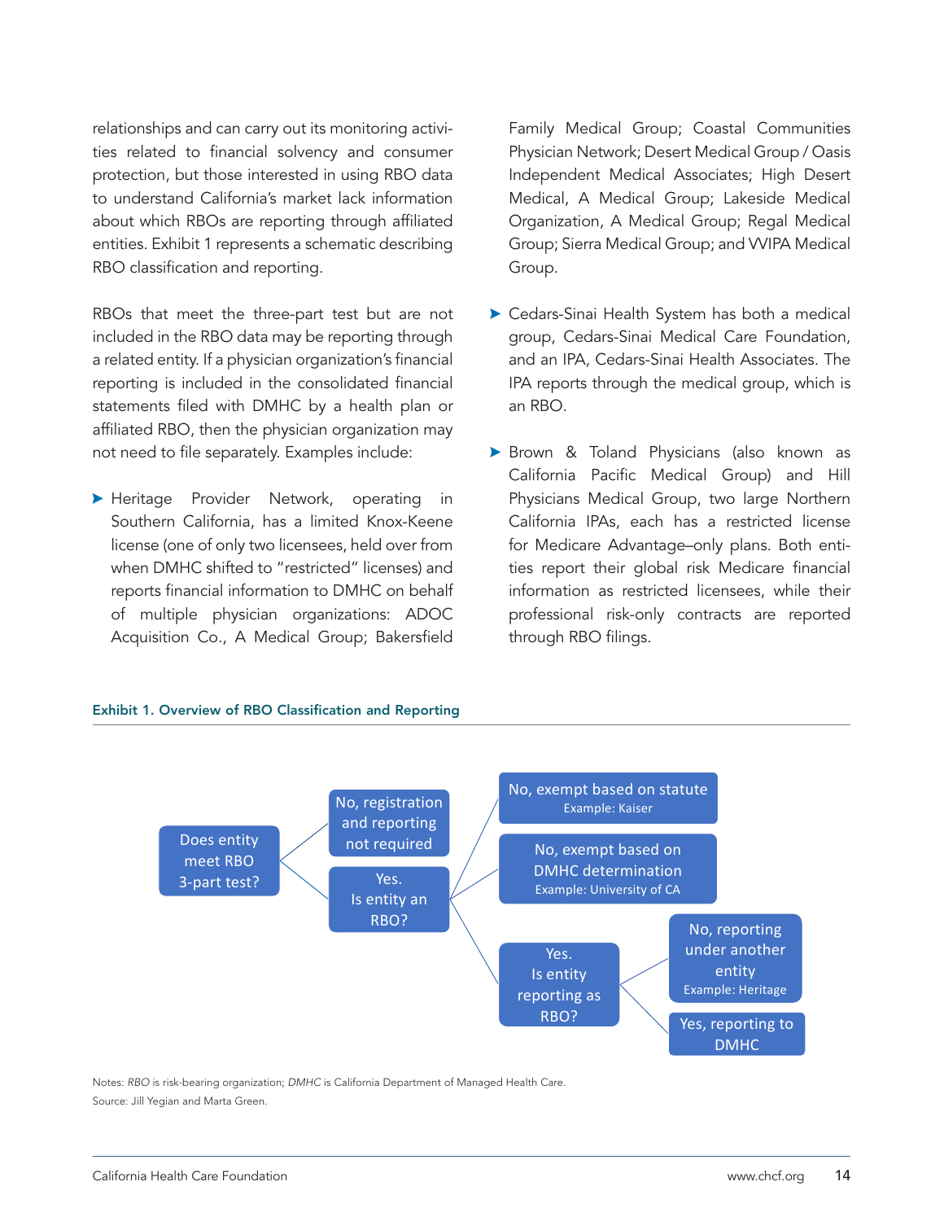relationships and can carry out its monitoring activities related to financial solvency and consumer protection, but those interested in using RBO data to understand California's market lack information about which RBOs are reporting through affiliated entities. Exhibit 1 represents a schematic describing RBO classification and reporting.

RBOs that meet the three-part test but are not included in the RBO data may be reporting through a related entity. If a physician organization's financial reporting is included in the consolidated financial statements filed with DMHC by a health plan or affiliated RBO, then the physician organization may not need to file separately. Examples include:

- Heritage Provider Network, operating in Southern California, has a limited Knox-Keene license (one of only two licensees, held over from when DMHC shifted to "restricted" licenses) and reports financial information to DMHC on behalf of multiple physician organizations: ADOC Acquisition Co., A Medical Group; Bakersfield Family Medical Group; Coastal Communities Physician Network; Desert Medical Group / Oasis Independent Medical Associates; High Desert Medical, A Medical Group; Lakeside Medical Organization, A Medical Group; Regal Medical Group; Sierra Medical Group; and WIPA Medical Group.
- Cedars-Sinai Health System has both a medical group, Cedars-Sinai Medical Care Foundation, and an IPA, Cedars-Sinai Health Associates. The IPA reports through the medical group, which is an RBO.
- Brown & Toland Physicians (also known as California Pacific Medical Group) and Hill Physicians Medical Group, two large Northern California IPAs, each has a restricted license for Medicare Advantage–only plans. Both entities report their global risk Medicare financial information as restricted licensees, while their professional risk-only contracts are reported through RBO filings.

**Exhibit 1. Overview of RBO Classification and Reporting**

Does entity meet RBO 3-part test?

No, registration and reporting not required

Yes. Is entity an RBO?

No, exempt based on statute
Example: Kaiser

No, exempt based on DMHC determination
Example: University of CA

Yes. Is entity reporting as RBO?

No, reporting under another entity
Example: Heritage

Yes, reporting to DMHC

Notes: *RBO* is risk-bearing organization; *DMHC* is California Department of Managed Health Care.
Source: Jill Yegian and Marta Green.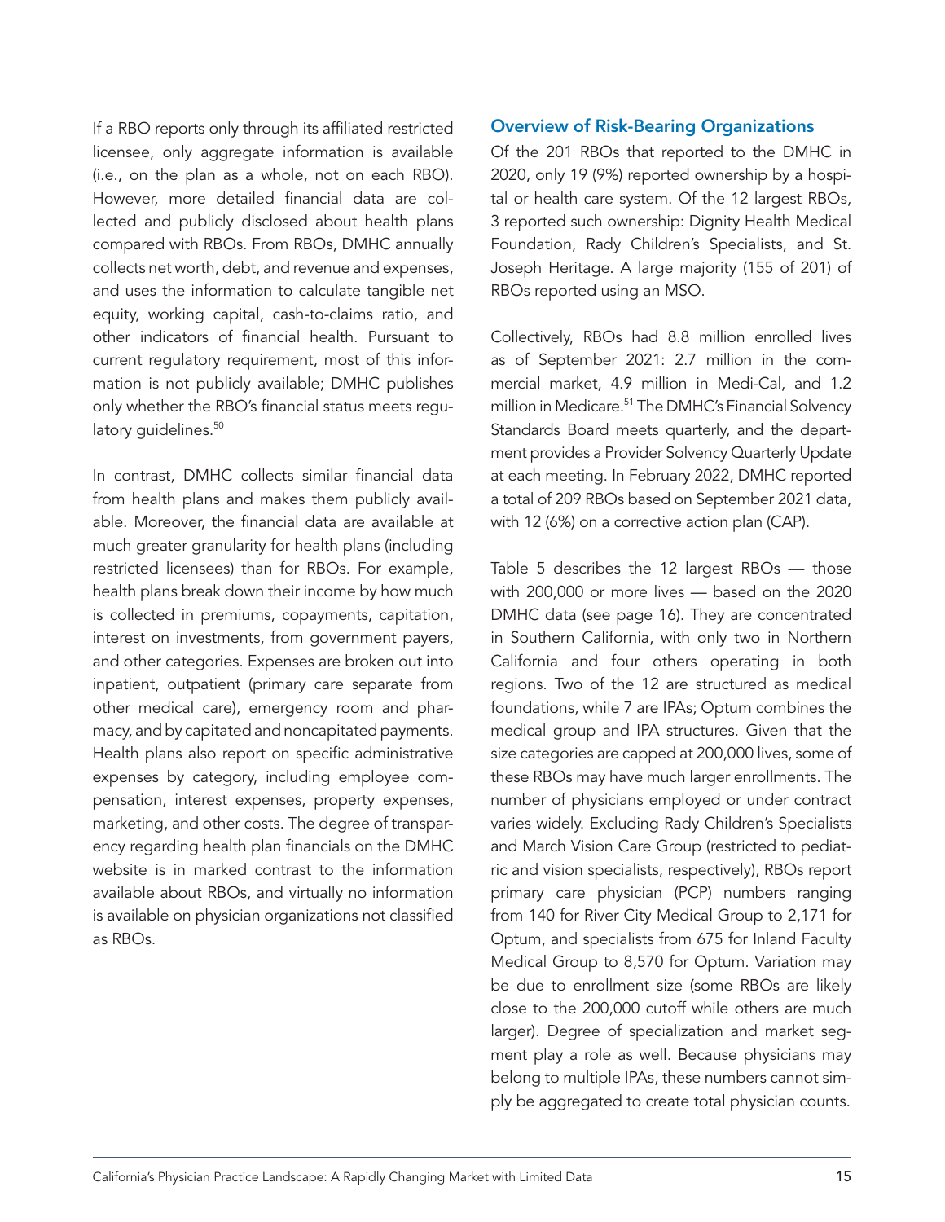If a RBO reports only through its affiliated restricted licensee, only aggregate information is available (i.e., on the plan as a whole, not on each RBO). However, more detailed financial data are collected and publicly disclosed about health plans compared with RBOs. From RBOs, DMHC annually collects net worth, debt, and revenue and expenses, and uses the information to calculate tangible net equity, working capital, cash-to-claims ratio, and other indicators of financial health. Pursuant to current regulatory requirement, most of this information is not publicly available; DMHC publishes only whether the RBO's financial status meets regulatory guidelines.[50]

In contrast, DMHC collects similar financial data from health plans and makes them publicly available. Moreover, the financial data are available at much greater granularity for health plans (including restricted licensees) than for RBOs. For example, health plans break down their income by how much is collected in premiums, copayments, capitation, interest on investments, from government payers, and other categories. Expenses are broken out into inpatient, outpatient (primary care separate from other medical care), emergency room and pharmacy, and by capitated and noncapitated payments. Health plans also report on specific administrative expenses by category, including employee compensation, interest expenses, property expenses, marketing, and other costs. The degree of transparency regarding health plan financials on the DMHC website is in marked contrast to the information available about RBOs, and virtually no information is available on physician organizations not classified as RBOs.

## Overview of Risk-Bearing Organizations

Of the 201 RBOs that reported to the DMHC in 2020, only 19 (9%) reported ownership by a hospital or health care system. Of the 12 largest RBOs, 3 reported such ownership: Dignity Health Medical Foundation, Rady Children's Specialists, and St. Joseph Heritage. A large majority (155 of 201) of RBOs reported using an MSO.

Collectively, RBOs had 8.8 million enrolled lives as of September 2021: 2.7 million in the commercial market, 4.9 million in Medi-Cal, and 1.2 million in Medicare.[51] The DMHC's Financial Solvency Standards Board meets quarterly, and the department provides a Provider Solvency Quarterly Update at each meeting. In February 2022, DMHC reported a total of 209 RBOs based on September 2021 data, with 12 (6%) on a corrective action plan (CAP).

Table 5 describes the 12 largest RBOs — those with 200,000 or more lives — based on the 2020 DMHC data (see page 16). They are concentrated in Southern California, with only two in Northern California and four others operating in both regions. Two of the 12 are structured as medical foundations, while 7 are IPAs; Optum combines the medical group and IPA structures. Given that the size categories are capped at 200,000 lives, some of these RBOs may have much larger enrollments. The number of physicians employed or under contract varies widely. Excluding Rady Children's Specialists and March Vision Care Group (restricted to pediatric and vision specialists, respectively), RBOs report primary care physician (PCP) numbers ranging from 140 for River City Medical Group to 2,171 for Optum, and specialists from 675 for Inland Faculty Medical Group to 8,570 for Optum. Variation may be due to enrollment size (some RBOs are likely close to the 200,000 cutoff while others are much larger). Degree of specialization and market segment play a role as well. Because physicians may belong to multiple IPAs, these numbers cannot simply be aggregated to create total physician counts.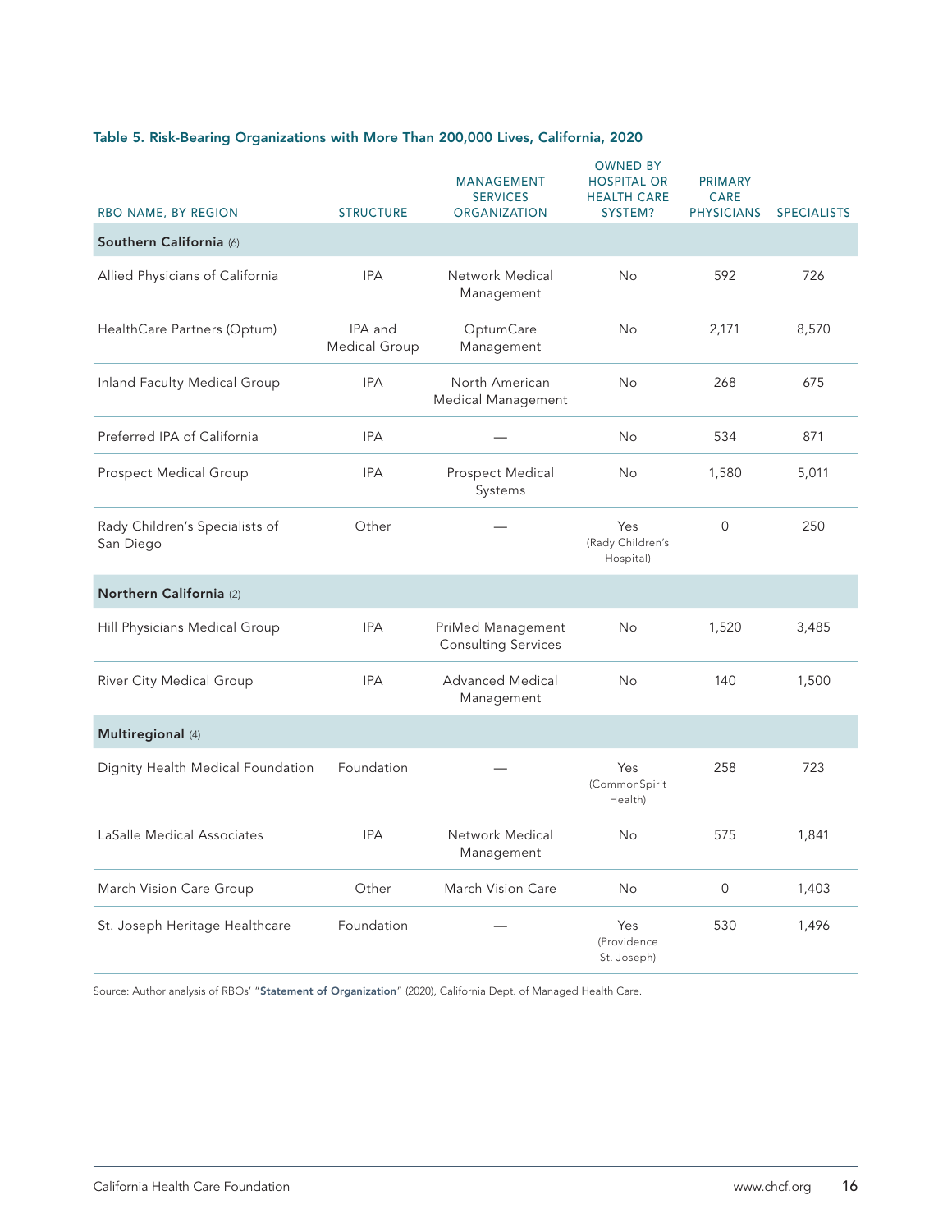**Table 5. Risk-Bearing Organizations with More Than 200,000 Lives, California, 2020**

| RBO NAME, BY REGION | STRUCTURE | MANAGEMENT SERVICES ORGANIZATION | OWNED BY HOSPITAL OR HEALTH CARE SYSTEM? | PRIMARY CARE PHYSICIANS | SPECIALISTS |
|---|---|---|---|---|---|
| **Southern California** (6) | | | | | |
| Allied Physicians of California | IPA | Network Medical Management | No | 592 | 726 |
| HealthCare Partners (Optum) | IPA and Medical Group | OptumCare Management | No | 2,171 | 8,570 |
| Inland Faculty Medical Group | IPA | North American Medical Management | No | 268 | 675 |
| Preferred IPA of California | IPA | — | No | 534 | 871 |
| Prospect Medical Group | IPA | Prospect Medical Systems | No | 1,580 | 5,011 |
| Rady Children's Specialists of San Diego | Other | — | Yes (Rady Children's Hospital) | 0 | 250 |
| **Northern California** (2) | | | | | |
| Hill Physicians Medical Group | IPA | PriMed Management Consulting Services | No | 1,520 | 3,485 |
| River City Medical Group | IPA | Advanced Medical Management | No | 140 | 1,500 |
| **Multiregional** (4) | | | | | |
| Dignity Health Medical Foundation | Foundation | — | Yes (CommonSpirit Health) | 258 | 723 |
| LaSalle Medical Associates | IPA | Network Medical Management | No | 575 | 1,841 |
| March Vision Care Group | Other | March Vision Care | No | 0 | 1,403 |
| St. Joseph Heritage Healthcare | Foundation | — | Yes (Providence St. Joseph) | 530 | 1,496 |

Source: Author analysis of RBOs' "**Statement of Organization**" (2020), California Dept. of Managed Health Care.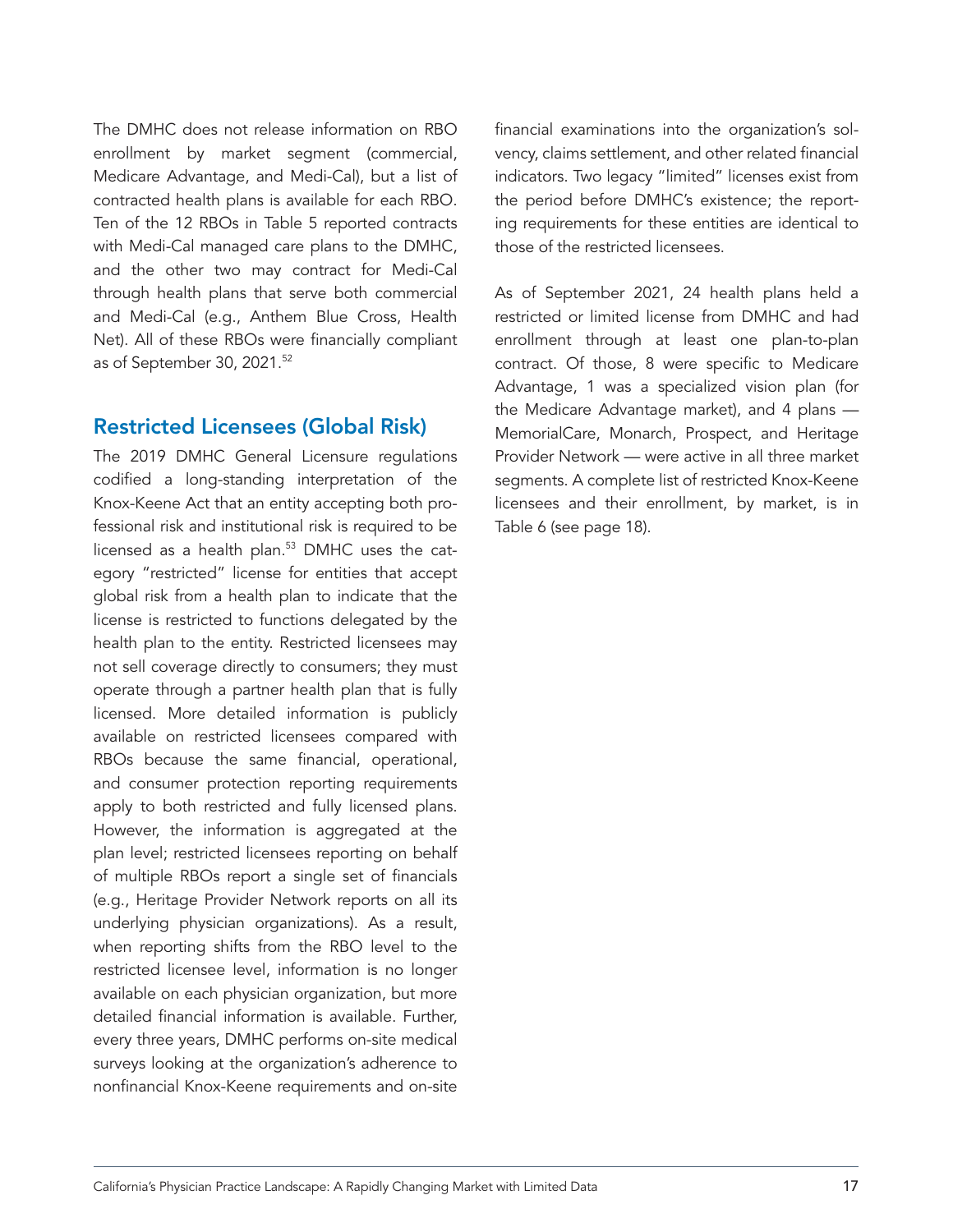The DMHC does not release information on RBO enrollment by market segment (commercial, Medicare Advantage, and Medi-Cal), but a list of contracted health plans is available for each RBO. Ten of the 12 RBOs in Table 5 reported contracts with Medi-Cal managed care plans to the DMHC, and the other two may contract for Medi-Cal through health plans that serve both commercial and Medi-Cal (e.g., Anthem Blue Cross, Health Net). All of these RBOs were financially compliant as of September 30, 2021.[52]

## Restricted Licensees (Global Risk)

The 2019 DMHC General Licensure regulations codified a long-standing interpretation of the Knox-Keene Act that an entity accepting both professional risk and institutional risk is required to be licensed as a health plan.[53] DMHC uses the category "restricted" license for entities that accept global risk from a health plan to indicate that the license is restricted to functions delegated by the health plan to the entity. Restricted licensees may not sell coverage directly to consumers; they must operate through a partner health plan that is fully licensed. More detailed information is publicly available on restricted licensees compared with RBOs because the same financial, operational, and consumer protection reporting requirements apply to both restricted and fully licensed plans. However, the information is aggregated at the plan level; restricted licensees reporting on behalf of multiple RBOs report a single set of financials (e.g., Heritage Provider Network reports on all its underlying physician organizations). As a result, when reporting shifts from the RBO level to the restricted licensee level, information is no longer available on each physician organization, but more detailed financial information is available. Further, every three years, DMHC performs on-site medical surveys looking at the organization's adherence to nonfinancial Knox-Keene requirements and on-site financial examinations into the organization's solvency, claims settlement, and other related financial indicators. Two legacy "limited" licenses exist from the period before DMHC's existence; the reporting requirements for these entities are identical to those of the restricted licensees.

As of September 2021, 24 health plans held a restricted or limited license from DMHC and had enrollment through at least one plan-to-plan contract. Of those, 8 were specific to Medicare Advantage, 1 was a specialized vision plan (for the Medicare Advantage market), and 4 plans — MemorialCare, Monarch, Prospect, and Heritage Provider Network — were active in all three market segments. A complete list of restricted Knox-Keene licensees and their enrollment, by market, is in Table 6 (see page 18).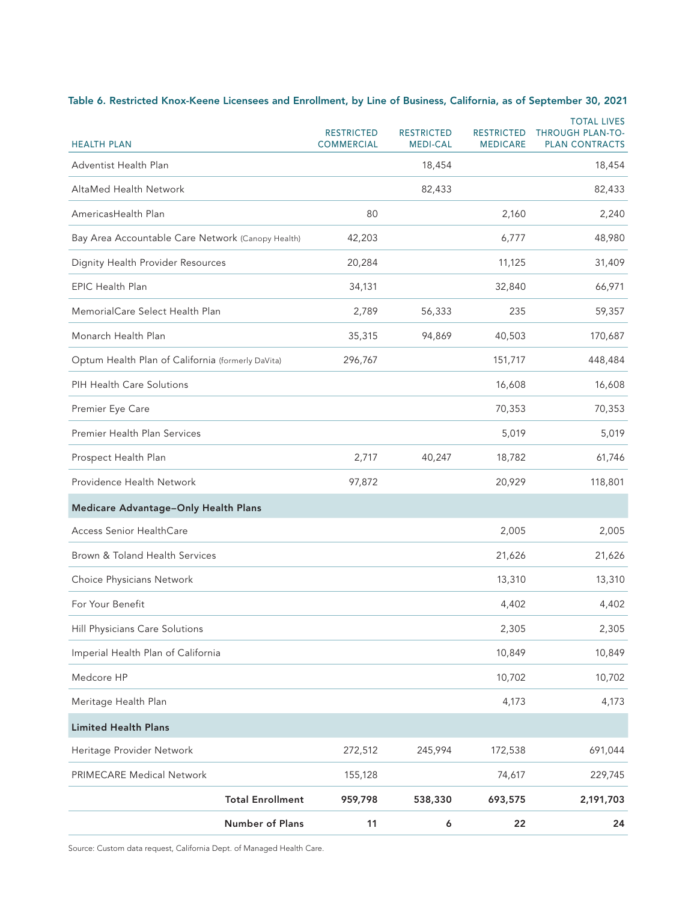**Table 6. Restricted Knox-Keene Licensees and Enrollment, by Line of Business, California, as of September 30, 2021**

| HEALTH PLAN | RESTRICTED COMMERCIAL | RESTRICTED MEDI-CAL | RESTRICTED MEDICARE | TOTAL LIVES THROUGH PLAN-TO-PLAN CONTRACTS |
|---|---|---|---|---|
| Adventist Health Plan | | 18,454 | | 18,454 |
| AltaMed Health Network | | 82,433 | | 82,433 |
| AmericasHealth Plan | 80 | | 2,160 | 2,240 |
| Bay Area Accountable Care Network (Canopy Health) | 42,203 | | 6,777 | 48,980 |
| Dignity Health Provider Resources | 20,284 | | 11,125 | 31,409 |
| EPIC Health Plan | 34,131 | | 32,840 | 66,971 |
| MemorialCare Select Health Plan | 2,789 | 56,333 | 235 | 59,357 |
| Monarch Health Plan | 35,315 | 94,869 | 40,503 | 170,687 |
| Optum Health Plan of California (formerly DaVita) | 296,767 | | 151,717 | 448,484 |
| PIH Health Care Solutions | | | 16,608 | 16,608 |
| Premier Eye Care | | | 70,353 | 70,353 |
| Premier Health Plan Services | | | 5,019 | 5,019 |
| Prospect Health Plan | 2,717 | 40,247 | 18,782 | 61,746 |
| Providence Health Network | 97,872 | | 20,929 | 118,801 |
| **Medicare Advantage–Only Health Plans** | | | | |
| Access Senior HealthCare | | | 2,005 | 2,005 |
| Brown & Toland Health Services | | | 21,626 | 21,626 |
| Choice Physicians Network | | | 13,310 | 13,310 |
| For Your Benefit | | | 4,402 | 4,402 |
| Hill Physicians Care Solutions | | | 2,305 | 2,305 |
| Imperial Health Plan of California | | | 10,849 | 10,849 |
| Medcore HP | | | 10,702 | 10,702 |
| Meritage Health Plan | | | 4,173 | 4,173 |
| **Limited Health Plans** | | | | |
| Heritage Provider Network | 272,512 | 245,994 | 172,538 | 691,044 |
| PRIMECARE Medical Network | 155,128 | | 74,617 | 229,745 |
| **Total Enrollment** | **959,798** | **538,330** | **693,575** | **2,191,703** |
| **Number of Plans** | **11** | **6** | **22** | **24** |

Source: Custom data request, California Dept. of Managed Health Care.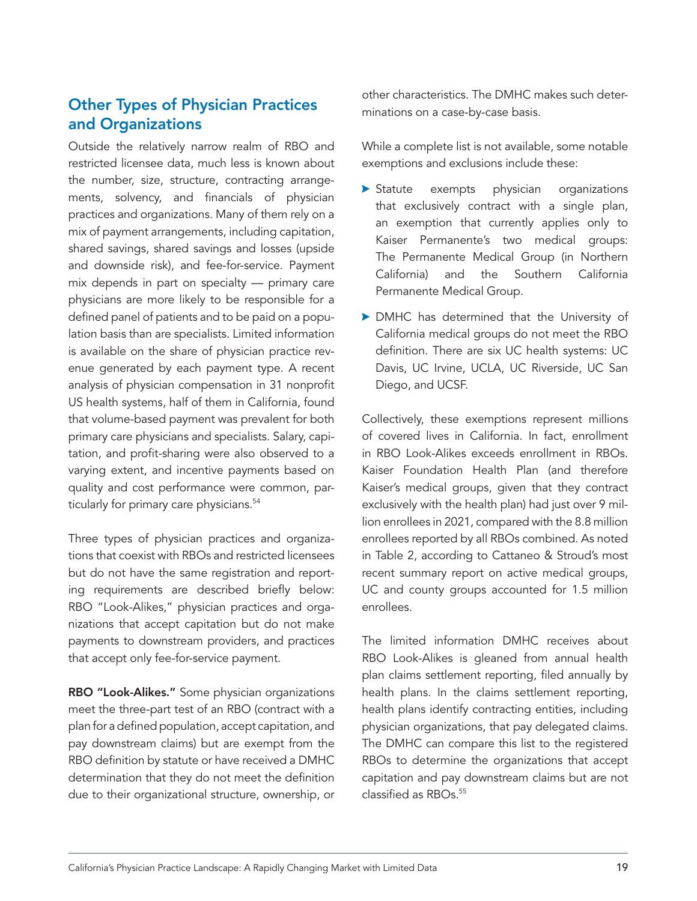## Other Types of Physician Practices and Organizations

Outside the relatively narrow realm of RBO and restricted licensee data, much less is known about the number, size, structure, contracting arrangements, solvency, and financials of physician practices and organizations. Many of them rely on a mix of payment arrangements, including capitation, shared savings, shared savings and losses (upside and downside risk), and fee-for-service. Payment mix depends in part on specialty — primary care physicians are more likely to be responsible for a defined panel of patients and to be paid on a population basis than are specialists. Limited information is available on the share of physician practice revenue generated by each payment type. A recent analysis of physician compensation in 31 nonprofit US health systems, half of them in California, found that volume-based payment was prevalent for both primary care physicians and specialists. Salary, capitation, and profit-sharing were also observed to a varying extent, and incentive payments based on quality and cost performance were common, particularly for primary care physicians.[54]

Three types of physician practices and organizations that coexist with RBOs and restricted licensees but do not have the same registration and reporting requirements are described briefly below: RBO "Look-Alikes," physician practices and organizations that accept capitation but do not make payments to downstream providers, and practices that accept only fee-for-service payment.

**RBO "Look-Alikes."** Some physician organizations meet the three-part test of an RBO (contract with a plan for a defined population, accept capitation, and pay downstream claims) but are exempt from the RBO definition by statute or have received a DMHC determination that they do not meet the definition due to their organizational structure, ownership, or other characteristics. The DMHC makes such determinations on a case-by-case basis.

While a complete list is not available, some notable exemptions and exclusions include these:

- Statute exempts physician organizations that exclusively contract with a single plan, an exemption that currently applies only to Kaiser Permanente's two medical groups: The Permanente Medical Group (in Northern California) and the Southern California Permanente Medical Group.
- DMHC has determined that the University of California medical groups do not meet the RBO definition. There are six UC health systems: UC Davis, UC Irvine, UCLA, UC Riverside, UC San Diego, and UCSF.

Collectively, these exemptions represent millions of covered lives in California. In fact, enrollment in RBO Look-Alikes exceeds enrollment in RBOs. Kaiser Foundation Health Plan (and therefore Kaiser's medical groups, given that they contract exclusively with the health plan) had just over 9 million enrollees in 2021, compared with the 8.8 million enrollees reported by all RBOs combined. As noted in Table 2, according to Cattaneo & Stroud's most recent summary report on active medical groups, UC and county groups accounted for 1.5 million enrollees.

The limited information DMHC receives about RBO Look-Alikes is gleaned from annual health plan claims settlement reporting, filed annually by health plans. In the claims settlement reporting, health plans identify contracting entities, including physician organizations, that pay delegated claims. The DMHC can compare this list to the registered RBOs to determine the organizations that accept capitation and pay downstream claims but are not classified as RBOs.[55]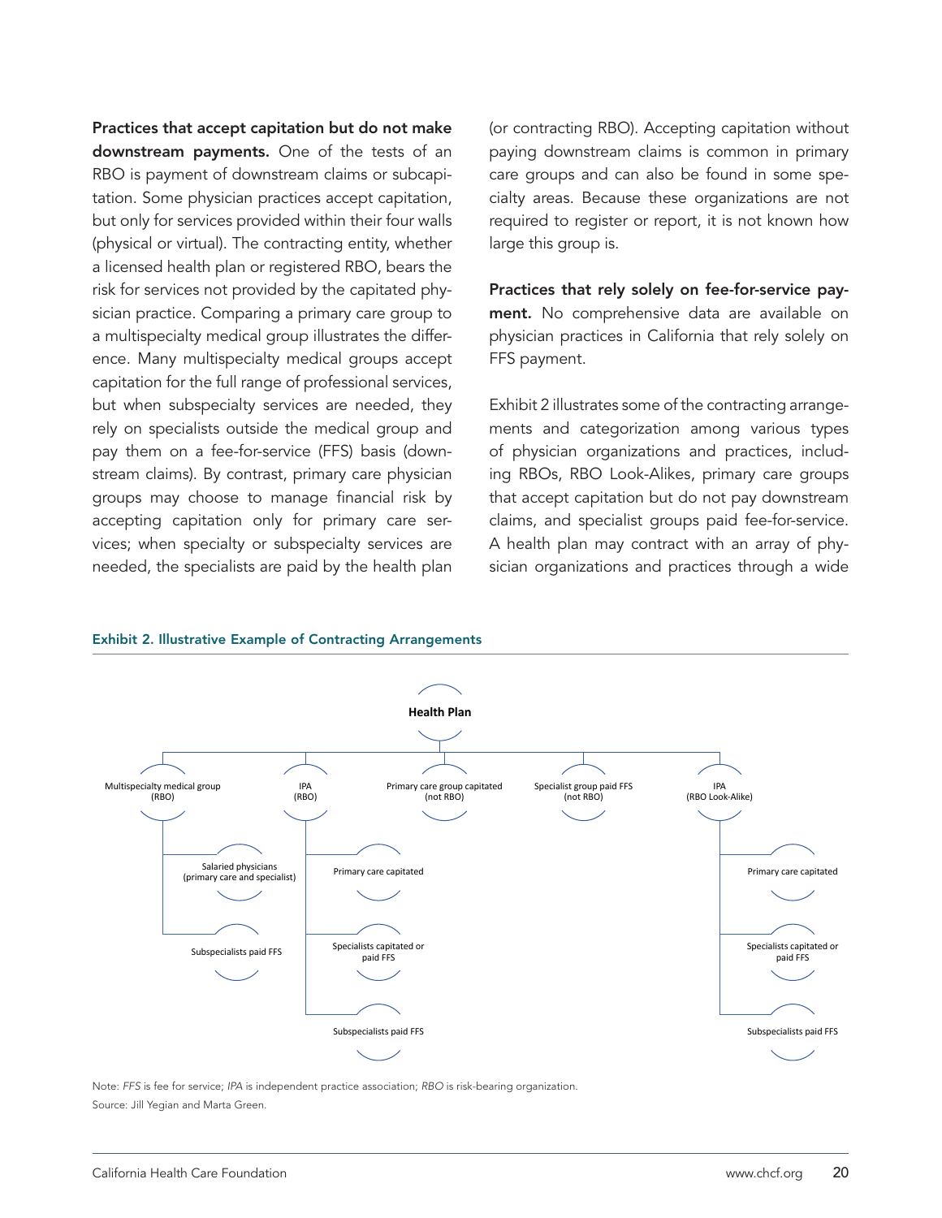**Practices that accept capitation but do not make downstream payments.** One of the tests of an RBO is payment of downstream claims or subcapitation. Some physician practices accept capitation, but only for services provided within their four walls (physical or virtual). The contracting entity, whether a licensed health plan or registered RBO, bears the risk for services not provided by the capitated physician practice. Comparing a primary care group to a multispecialty medical group illustrates the difference. Many multispecialty medical groups accept capitation for the full range of professional services, but when subspecialty services are needed, they rely on specialists outside the medical group and pay them on a fee-for-service (FFS) basis (downstream claims). By contrast, primary care physician groups may choose to manage financial risk by accepting capitation only for primary care services; when specialty or subspecialty services are needed, the specialists are paid by the health plan (or contracting RBO). Accepting capitation without paying downstream claims is common in primary care groups and can also be found in some specialty areas. Because these organizations are not required to register or report, it is not known how large this group is.

**Practices that rely solely on fee-for-service payment.** No comprehensive data are available on physician practices in California that rely solely on FFS payment.

Exhibit 2 illustrates some of the contracting arrangements and categorization among various types of physician organizations and practices, including RBOs, RBO Look-Alikes, primary care groups that accept capitation but do not pay downstream claims, and specialist groups paid fee-for-service. A health plan may contract with an array of physician organizations and practices through a wide

**Exhibit 2. Illustrative Example of Contracting Arrangements**

Health Plan

Multispecialty medical group (RBO)

Salaried physicians (primary care and specialist)

Subspecialists paid FFS

IPA (RBO)

Primary care capitated

Specialists capitated or paid FFS

Subspecialists paid FFS

Primary care group capitated (not RBO)

Specialist group paid FFS (not RBO)

IPA (RBO Look-Alike)

Primary care capitated

Specialists capitated or paid FFS

Subspecialists paid FFS

Note: *FFS* is fee for service; *IPA* is independent practice association; *RBO* is risk-bearing organization.

Source: Jill Yegian and Marta Green.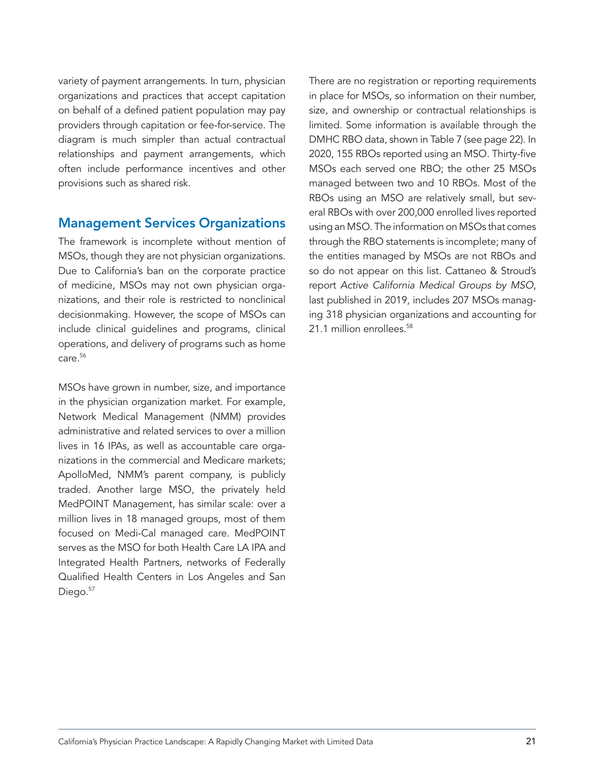variety of payment arrangements. In turn, physician organizations and practices that accept capitation on behalf of a defined patient population may pay providers through capitation or fee-for-service. The diagram is much simpler than actual contractual relationships and payment arrangements, which often include performance incentives and other provisions such as shared risk.

## Management Services Organizations

The framework is incomplete without mention of MSOs, though they are not physician organizations. Due to California's ban on the corporate practice of medicine, MSOs may not own physician organizations, and their role is restricted to nonclinical decisionmaking. However, the scope of MSOs can include clinical guidelines and programs, clinical operations, and delivery of programs such as home care.[56]

MSOs have grown in number, size, and importance in the physician organization market. For example, Network Medical Management (NMM) provides administrative and related services to over a million lives in 16 IPAs, as well as accountable care organizations in the commercial and Medicare markets; ApolloMed, NMM's parent company, is publicly traded. Another large MSO, the privately held MedPOINT Management, has similar scale: over a million lives in 18 managed groups, most of them focused on Medi-Cal managed care. MedPOINT serves as the MSO for both Health Care LA IPA and Integrated Health Partners, networks of Federally Qualified Health Centers in Los Angeles and San Diego.[57]

There are no registration or reporting requirements in place for MSOs, so information on their number, size, and ownership or contractual relationships is limited. Some information is available through the DMHC RBO data, shown in Table 7 (see page 22). In 2020, 155 RBOs reported using an MSO. Thirty-five MSOs each served one RBO; the other 25 MSOs managed between two and 10 RBOs. Most of the RBOs using an MSO are relatively small, but several RBOs with over 200,000 enrolled lives reported using an MSO. The information on MSOs that comes through the RBO statements is incomplete; many of the entities managed by MSOs are not RBOs and so do not appear on this list. Cattaneo & Stroud's report *Active California Medical Groups by MSO*, last published in 2019, includes 207 MSOs managing 318 physician organizations and accounting for 21.1 million enrollees.[58]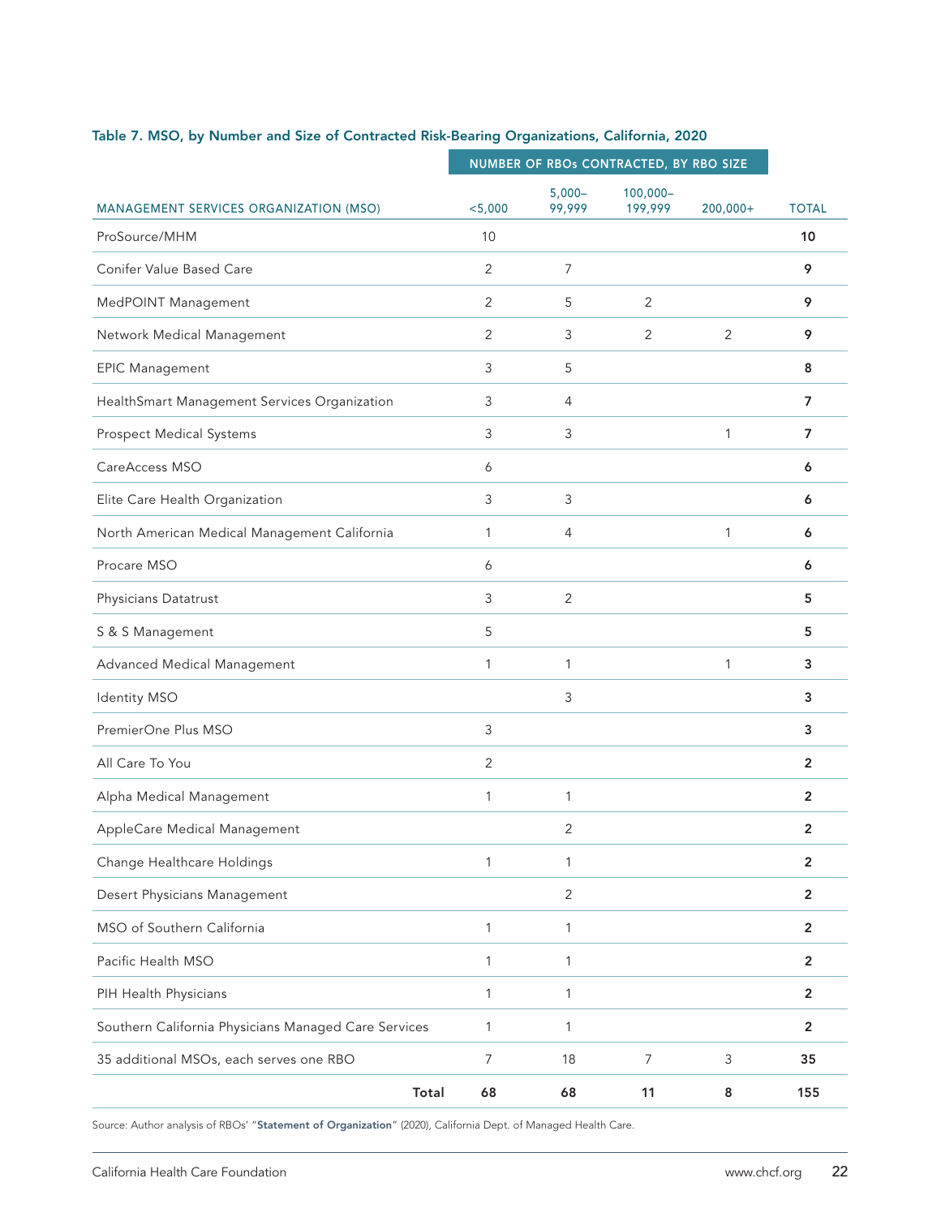**Table 7. MSO, by Number and Size of Contracted Risk-Bearing Organizations, California, 2020**

| | NUMBER OF RBOs CONTRACTED, BY RBO SIZE | | | | |
|---|---|---|---|---|---|
| MANAGEMENT SERVICES ORGANIZATION (MSO) | <5,000 | 5,000–99,999 | 100,000–199,999 | 200,000+ | TOTAL |
| ProSource/MHM | 10 | | | | **10** |
| Conifer Value Based Care | 2 | 7 | | | **9** |
| MedPOINT Management | 2 | 5 | 2 | | **9** |
| Network Medical Management | 2 | 3 | 2 | 2 | **9** |
| EPIC Management | 3 | 5 | | | **8** |
| HealthSmart Management Services Organization | 3 | 4 | | | **7** |
| Prospect Medical Systems | 3 | 3 | | 1 | **7** |
| CareAccess MSO | 6 | | | | **6** |
| Elite Care Health Organization | 3 | 3 | | | **6** |
| North American Medical Management California | 1 | 4 | | 1 | **6** |
| Procare MSO | 6 | | | | **6** |
| Physicians Datatrust | 3 | 2 | | | **5** |
| S & S Management | 5 | | | | **5** |
| Advanced Medical Management | 1 | 1 | | 1 | **3** |
| Identity MSO | | 3 | | | **3** |
| PremierOne Plus MSO | 3 | | | | **3** |
| All Care To You | 2 | | | | **2** |
| Alpha Medical Management | 1 | 1 | | | **2** |
| AppleCare Medical Management | | 2 | | | **2** |
| Change Healthcare Holdings | 1 | 1 | | | **2** |
| Desert Physicians Management | | 2 | | | **2** |
| MSO of Southern California | 1 | 1 | | | **2** |
| Pacific Health MSO | 1 | 1 | | | **2** |
| PIH Health Physicians | 1 | 1 | | | **2** |
| Southern California Physicians Managed Care Services | 1 | 1 | | | **2** |
| 35 additional MSOs, each serves one RBO | 7 | 18 | 7 | 3 | **35** |
| **Total** | **68** | **68** | **11** | **8** | **155** |

Source: Author analysis of RBOs' "**Statement of Organization**" (2020), California Dept. of Managed Health Care.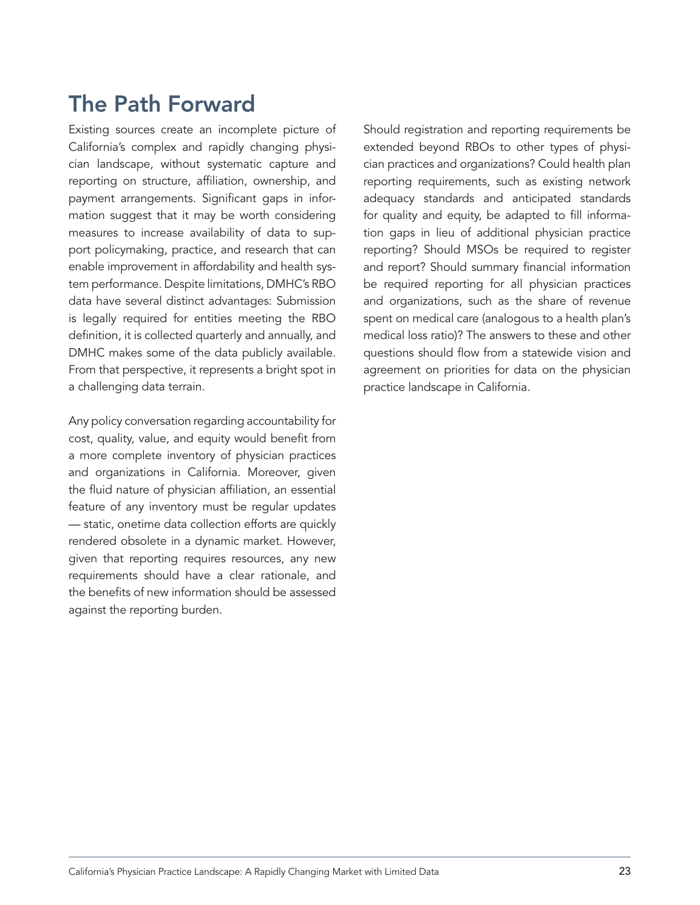## The Path Forward

Existing sources create an incomplete picture of California's complex and rapidly changing physician landscape, without systematic capture and reporting on structure, affiliation, ownership, and payment arrangements. Significant gaps in information suggest that it may be worth considering measures to increase availability of data to support policymaking, practice, and research that can enable improvement in affordability and health system performance. Despite limitations, DMHC's RBO data have several distinct advantages: Submission is legally required for entities meeting the RBO definition, it is collected quarterly and annually, and DMHC makes some of the data publicly available. From that perspective, it represents a bright spot in a challenging data terrain.

Any policy conversation regarding accountability for cost, quality, value, and equity would benefit from a more complete inventory of physician practices and organizations in California. Moreover, given the fluid nature of physician affiliation, an essential feature of any inventory must be regular updates — static, onetime data collection efforts are quickly rendered obsolete in a dynamic market. However, given that reporting requires resources, any new requirements should have a clear rationale, and the benefits of new information should be assessed against the reporting burden.

Should registration and reporting requirements be extended beyond RBOs to other types of physician practices and organizations? Could health plan reporting requirements, such as existing network adequacy standards and anticipated standards for quality and equity, be adapted to fill information gaps in lieu of additional physician practice reporting? Should MSOs be required to register and report? Should summary financial information be required reporting for all physician practices and organizations, such as the share of revenue spent on medical care (analogous to a health plan's medical loss ratio)? The answers to these and other questions should flow from a statewide vision and agreement on priorities for data on the physician practice landscape in California.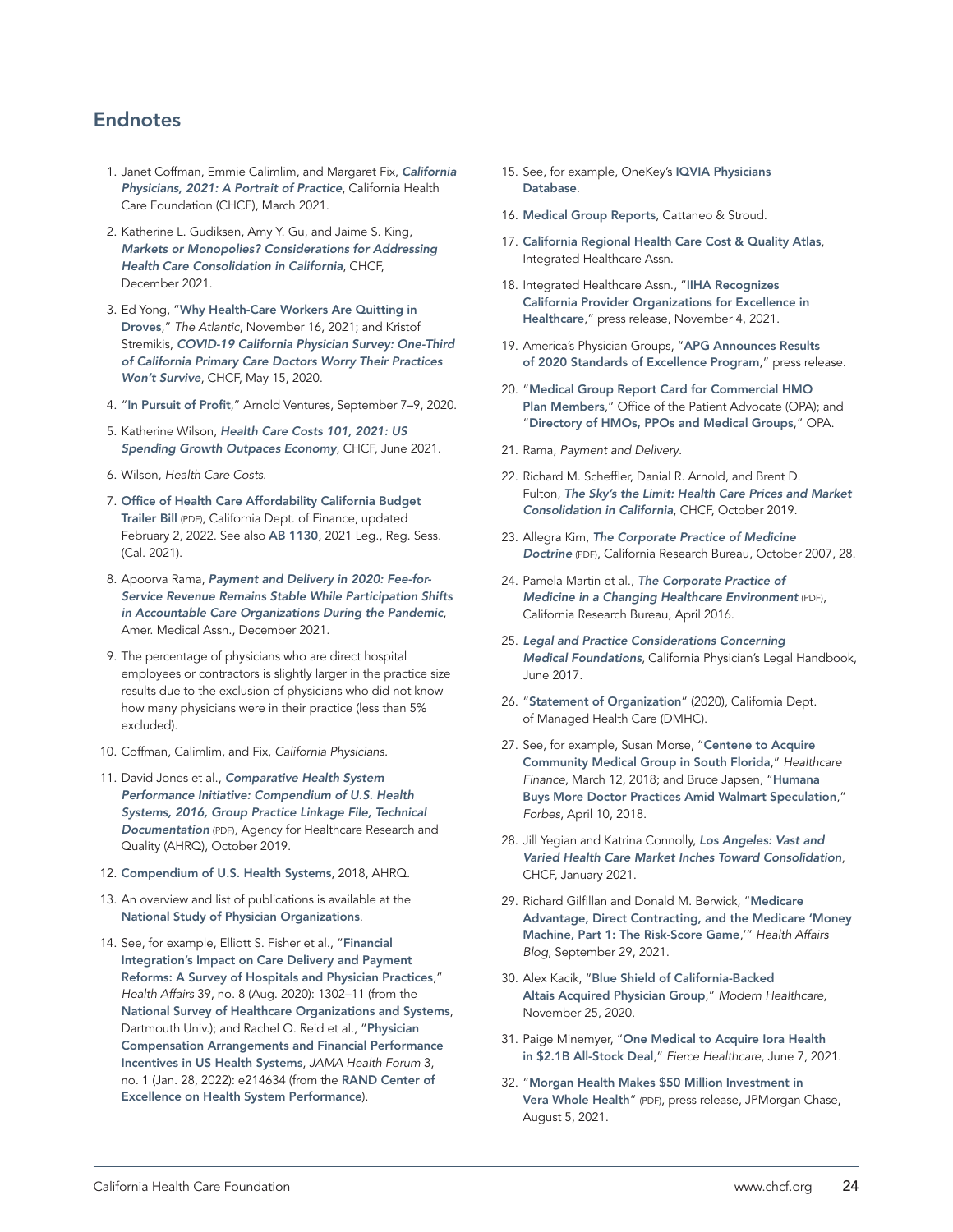## Endnotes

1. Janet Coffman, Emmie Calimlim, and Margaret Fix, ***California Physicians, 2021: A Portrait of Practice***, California Health Care Foundation (CHCF), March 2021.
2. Katherine L. Gudiksen, Amy Y. Gu, and Jaime S. King, ***Markets or Monopolies? Considerations for Addressing Health Care Consolidation in California***, CHCF, December 2021.
3. Ed Yong, "**Why Health-Care Workers Are Quitting in Droves**," *The Atlantic*, November 16, 2021; and Kristof Stremikis, ***COVID-19 California Physician Survey: One-Third of California Primary Care Doctors Worry Their Practices Won't Survive***, CHCF, May 15, 2020.
4. "**In Pursuit of Profit**," Arnold Ventures, September 7–9, 2020.
5. Katherine Wilson, ***Health Care Costs 101, 2021: US Spending Growth Outpaces Economy***, CHCF, June 2021.
6. Wilson, *Health Care Costs*.
7. **Office of Health Care Affordability California Budget Trailer Bill** (PDF), California Dept. of Finance, updated February 2, 2022. See also **AB 1130**, 2021 Leg., Reg. Sess. (Cal. 2021).
8. Apoorva Rama, ***Payment and Delivery in 2020: Fee-for-Service Revenue Remains Stable While Participation Shifts in Accountable Care Organizations During the Pandemic***, Amer. Medical Assn., December 2021.
9. The percentage of physicians who are direct hospital employees or contractors is slightly larger in the practice size results due to the exclusion of physicians who did not know how many physicians were in their practice (less than 5% excluded).
10. Coffman, Calimlim, and Fix, *California Physicians*.
11. David Jones et al., ***Comparative Health System Performance Initiative: Compendium of U.S. Health Systems, 2016, Group Practice Linkage File, Technical Documentation*** (PDF), Agency for Healthcare Research and Quality (AHRQ), October 2019.
12. **Compendium of U.S. Health Systems**, 2018, AHRQ.
13. An overview and list of publications is available at the **National Study of Physician Organizations**.
14. See, for example, Elliott S. Fisher et al., "**Financial Integration's Impact on Care Delivery and Payment Reforms: A Survey of Hospitals and Physician Practices**," *Health Affairs* 39, no. 8 (Aug. 2020): 1302–11 (from the **National Survey of Healthcare Organizations and Systems**, Dartmouth Univ.); and Rachel O. Reid et al., "**Physician Compensation Arrangements and Financial Performance Incentives in US Health Systems**, *JAMA Health Forum* 3, no. 1 (Jan. 28, 2022): e214634 (from the **RAND Center of Excellence on Health System Performance**).
15. See, for example, OneKey's **IQVIA Physicians Database**.
16. **Medical Group Reports**, Cattaneo & Stroud.
17. **California Regional Health Care Cost & Quality Atlas**, Integrated Healthcare Assn.
18. Integrated Healthcare Assn., "**IIHA Recognizes California Provider Organizations for Excellence in Healthcare**," press release, November 4, 2021.
19. America's Physician Groups, "**APG Announces Results of 2020 Standards of Excellence Program**," press release.
20. "**Medical Group Report Card for Commercial HMO Plan Members**," Office of the Patient Advocate (OPA); and "**Directory of HMOs, PPOs and Medical Groups**," OPA.
21. Rama, *Payment and Delivery*.
22. Richard M. Scheffler, Danial R. Arnold, and Brent D. Fulton, ***The Sky's the Limit: Health Care Prices and Market Consolidation in California***, CHCF, October 2019.
23. Allegra Kim, ***The Corporate Practice of Medicine Doctrine*** (PDF), California Research Bureau, October 2007, 28.
24. Pamela Martin et al., ***The Corporate Practice of Medicine in a Changing Healthcare Environment*** (PDF), California Research Bureau, April 2016.
25. ***Legal and Practice Considerations Concerning Medical Foundations***, California Physician's Legal Handbook, June 2017.
26. "**Statement of Organization**" (2020), California Dept. of Managed Health Care (DMHC).
27. See, for example, Susan Morse, "**Centene to Acquire Community Medical Group in South Florida**," *Healthcare Finance*, March 12, 2018; and Bruce Japsen, "**Humana Buys More Doctor Practices Amid Walmart Speculation**," *Forbes*, April 10, 2018.
28. Jill Yegian and Katrina Connolly, ***Los Angeles: Vast and Varied Health Care Market Inches Toward Consolidation***, CHCF, January 2021.
29. Richard Gilfillan and Donald M. Berwick, "**Medicare Advantage, Direct Contracting, and the Medicare 'Money Machine, Part 1: The Risk-Score Game**,'" *Health Affairs Blog*, September 29, 2021.
30. Alex Kacik, "**Blue Shield of California-Backed Altais Acquired Physician Group**," *Modern Healthcare*, November 25, 2020.
31. Paige Minemyer, "**One Medical to Acquire Iora Health in $2.1B All-Stock Deal**," *Fierce Healthcare*, June 7, 2021.
32. "**Morgan Health Makes $50 Million Investment in Vera Whole Health**" (PDF), press release, JPMorgan Chase, August 5, 2021.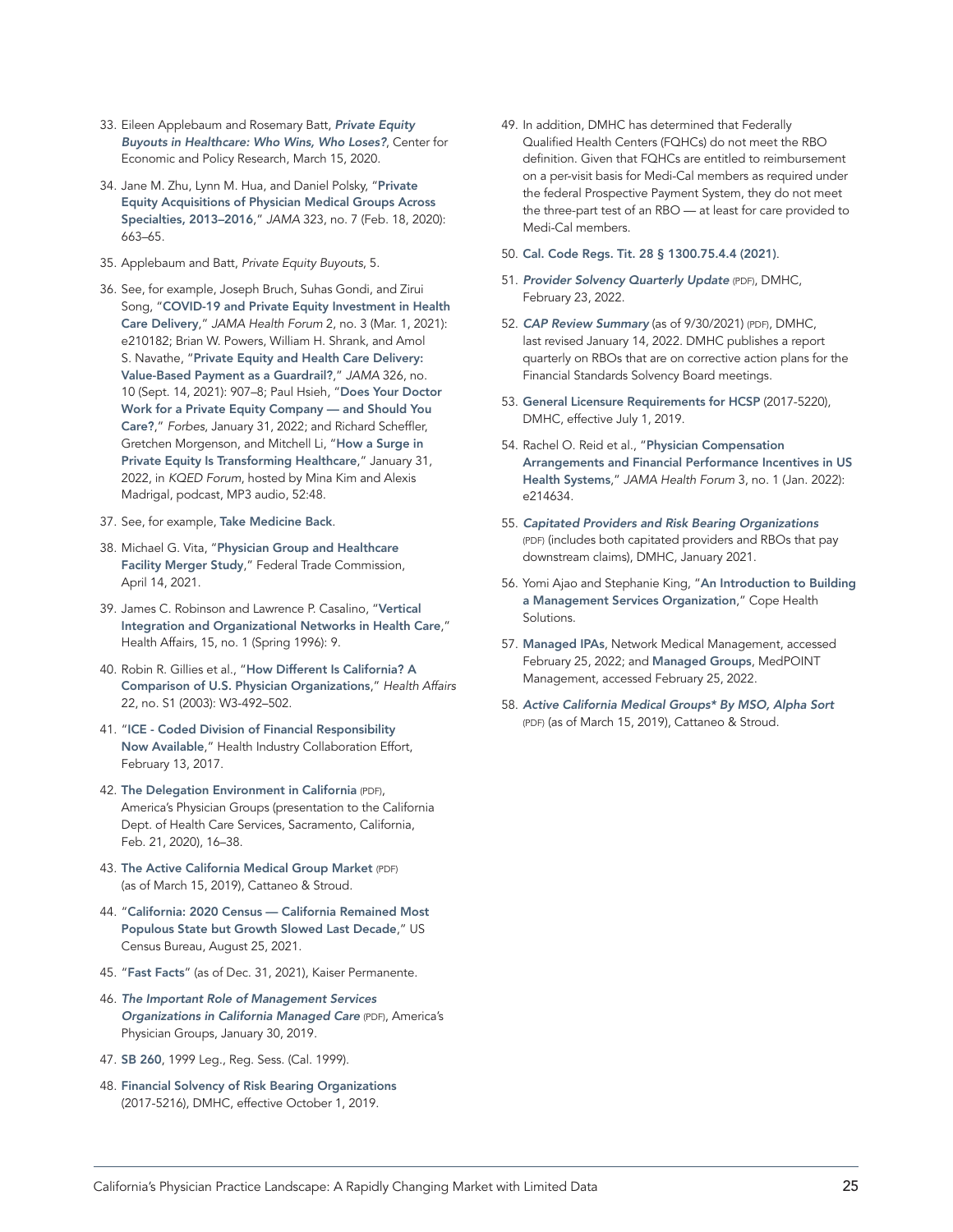33. Eileen Applebaum and Rosemary Batt, ***Private Equity Buyouts in Healthcare: Who Wins, Who Loses?***, Center for Economic and Policy Research, March 15, 2020.

34. Jane M. Zhu, Lynn M. Hua, and Daniel Polsky, "**Private Equity Acquisitions of Physician Medical Groups Across Specialties, 2013–2016**," *JAMA* 323, no. 7 (Feb. 18, 2020): 663–65.

35. Applebaum and Batt, *Private Equity Buyouts*, 5.

36. See, for example, Joseph Bruch, Suhas Gondi, and Zirui Song, "**COVID-19 and Private Equity Investment in Health Care Delivery**," *JAMA Health Forum* 2, no. 3 (Mar. 1, 2021): e210182; Brian W. Powers, William H. Shrank, and Amol S. Navathe, "**Private Equity and Health Care Delivery: Value-Based Payment as a Guardrail?**," *JAMA* 326, no. 10 (Sept. 14, 2021): 907–8; Paul Hsieh, "**Does Your Doctor Work for a Private Equity Company — and Should You Care?**," *Forbes*, January 31, 2022; and Richard Scheffler, Gretchen Morgenson, and Mitchell Li, "**How a Surge in Private Equity Is Transforming Healthcare**," January 31, 2022, in *KQED Forum*, hosted by Mina Kim and Alexis Madrigal, podcast, MP3 audio, 52:48.

37. See, for example, **Take Medicine Back**.

38. Michael G. Vita, "**Physician Group and Healthcare Facility Merger Study**," Federal Trade Commission, April 14, 2021.

39. James C. Robinson and Lawrence P. Casalino, "**Vertical Integration and Organizational Networks in Health Care**," Health Affairs, 15, no. 1 (Spring 1996): 9.

40. Robin R. Gillies et al., "**How Different Is California? A Comparison of U.S. Physician Organizations**," *Health Affairs* 22, no. S1 (2003): W3-492–502.

41. "**ICE - Coded Division of Financial Responsibility Now Available**," Health Industry Collaboration Effort, February 13, 2017.

42. **The Delegation Environment in California** (PDF), America's Physician Groups (presentation to the California Dept. of Health Care Services, Sacramento, California, Feb. 21, 2020), 16–38.

43. **The Active California Medical Group Market** (PDF) (as of March 15, 2019), Cattaneo & Stroud.

44. "**California: 2020 Census — California Remained Most Populous State but Growth Slowed Last Decade**," US Census Bureau, August 25, 2021.

45. "**Fast Facts**" (as of Dec. 31, 2021), Kaiser Permanente.

46. ***The Important Role of Management Services Organizations in California Managed Care*** (PDF), America's Physician Groups, January 30, 2019.

47. **SB 260**, 1999 Leg., Reg. Sess. (Cal. 1999).

48. **Financial Solvency of Risk Bearing Organizations** (2017-5216), DMHC, effective October 1, 2019.

49. In addition, DMHC has determined that Federally Qualified Health Centers (FQHCs) do not meet the RBO definition. Given that FQHCs are entitled to reimbursement on a per-visit basis for Medi-Cal members as required under the federal Prospective Payment System, they do not meet the three-part test of an RBO — at least for care provided to Medi-Cal members.

50. **Cal. Code Regs. Tit. 28 § 1300.75.4.4 (2021)**.

51. ***Provider Solvency Quarterly Update*** (PDF), DMHC, February 23, 2022.

52. ***CAP Review Summary*** (as of 9/30/2021) (PDF), DMHC, last revised January 14, 2022. DMHC publishes a report quarterly on RBOs that are on corrective action plans for the Financial Standards Solvency Board meetings.

53. **General Licensure Requirements for HCSP** (2017-5220), DMHC, effective July 1, 2019.

54. Rachel O. Reid et al., "**Physician Compensation Arrangements and Financial Performance Incentives in US Health Systems**," *JAMA Health Forum* 3, no. 1 (Jan. 2022): e214634.

55. ***Capitated Providers and Risk Bearing Organizations*** (PDF) (includes both capitated providers and RBOs that pay downstream claims), DMHC, January 2021.

56. Yomi Ajao and Stephanie King, "**An Introduction to Building a Management Services Organization**," Cope Health Solutions.

57. **Managed IPAs**, Network Medical Management, accessed February 25, 2022; and **Managed Groups**, MedPOINT Management, accessed February 25, 2022.

58. ***Active California Medical Groups* By MSO, Alpha Sort*** (PDF) (as of March 15, 2019), Cattaneo & Stroud.